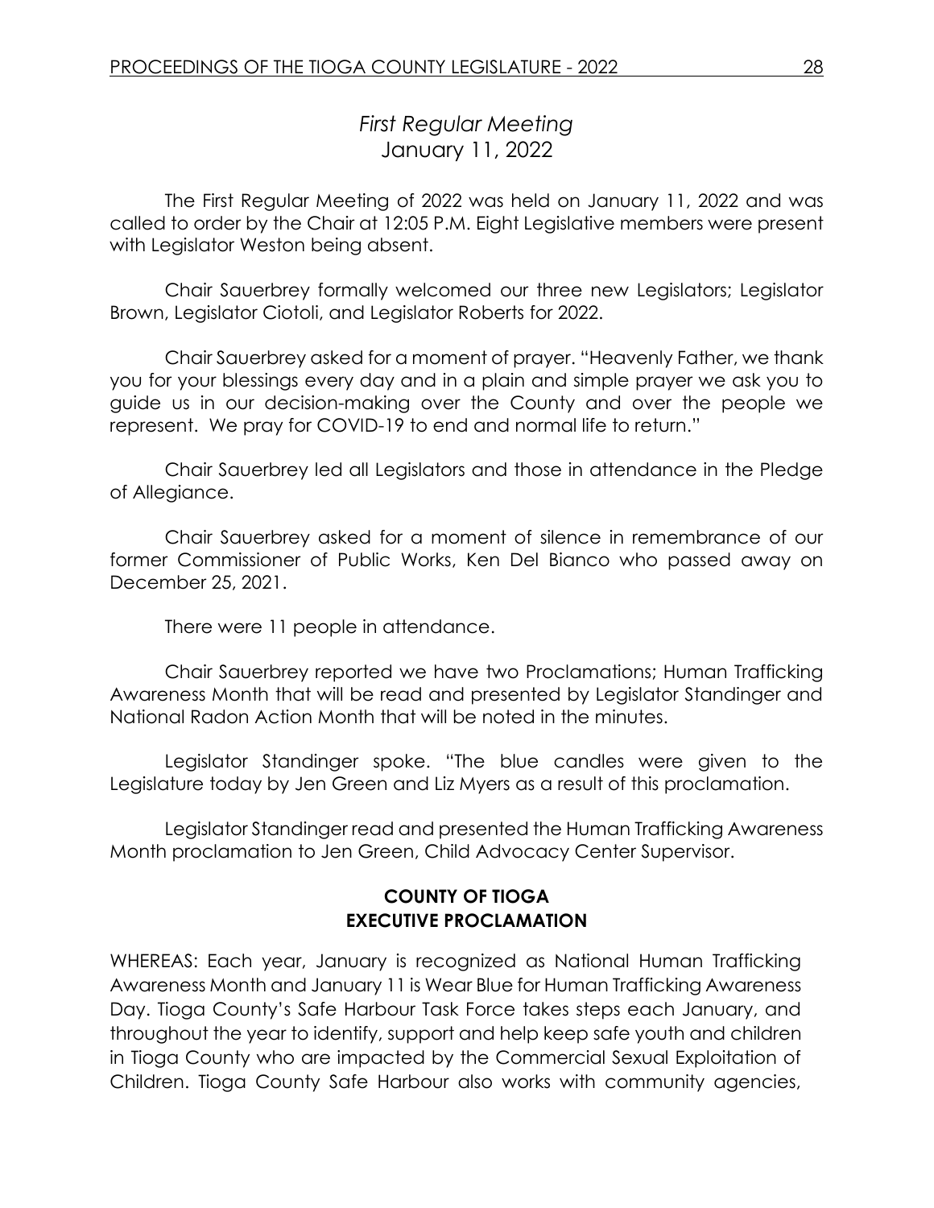# *First Regular Meeting*
January 11, 2022

The First Regular Meeting of 2022 was held on January 11, 2022 and was called to order by the Chair at 12:05 P.M. Eight Legislative members were present with Legislator Weston being absent.

Chair Sauerbrey formally welcomed our three new Legislators; Legislator Brown, Legislator Ciotoli, and Legislator Roberts for 2022.

Chair Sauerbrey asked for a moment of prayer. "Heavenly Father, we thank you for your blessings every day and in a plain and simple prayer we ask you to guide us in our decision-making over the County and over the people we represent. We pray for COVID-19 to end and normal life to return."

Chair Sauerbrey led all Legislators and those in attendance in the Pledge of Allegiance.

Chair Sauerbrey asked for a moment of silence in remembrance of our former Commissioner of Public Works, Ken Del Bianco who passed away on December 25, 2021.

There were 11 people in attendance.

Chair Sauerbrey reported we have two Proclamations; Human Trafficking Awareness Month that will be read and presented by Legislator Standinger and National Radon Action Month that will be noted in the minutes.

Legislator Standinger spoke. "The blue candles were given to the Legislature today by Jen Green and Liz Myers as a result of this proclamation.

Legislator Standinger read and presented the Human Trafficking Awareness Month proclamation to Jen Green, Child Advocacy Center Supervisor.

**COUNTY OF TIOGA**
**EXECUTIVE PROCLAMATION**

WHEREAS: Each year, January is recognized as National Human Trafficking Awareness Month and January 11 is Wear Blue for Human Trafficking Awareness Day. Tioga County's Safe Harbour Task Force takes steps each January, and throughout the year to identify, support and help keep safe youth and children in Tioga County who are impacted by the Commercial Sexual Exploitation of Children. Tioga County Safe Harbour also works with community agencies,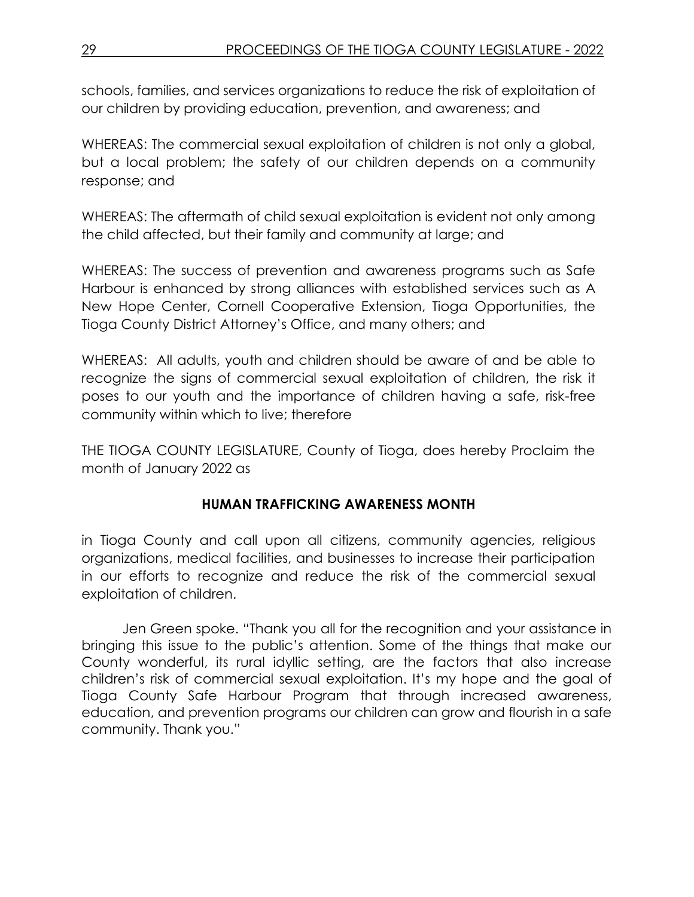schools, families, and services organizations to reduce the risk of exploitation of our children by providing education, prevention, and awareness; and

WHEREAS: The commercial sexual exploitation of children is not only a global, but a local problem; the safety of our children depends on a community response; and

WHEREAS: The aftermath of child sexual exploitation is evident not only among the child affected, but their family and community at large; and

WHEREAS: The success of prevention and awareness programs such as Safe Harbour is enhanced by strong alliances with established services such as A New Hope Center, Cornell Cooperative Extension, Tioga Opportunities, the Tioga County District Attorney's Office, and many others; and

WHEREAS: All adults, youth and children should be aware of and be able to recognize the signs of commercial sexual exploitation of children, the risk it poses to our youth and the importance of children having a safe, risk-free community within which to live; therefore

THE TIOGA COUNTY LEGISLATURE, County of Tioga, does hereby Proclaim the month of January 2022 as

**HUMAN TRAFFICKING AWARENESS MONTH**

in Tioga County and call upon all citizens, community agencies, religious organizations, medical facilities, and businesses to increase their participation in our efforts to recognize and reduce the risk of the commercial sexual exploitation of children.

Jen Green spoke. "Thank you all for the recognition and your assistance in bringing this issue to the public's attention. Some of the things that make our County wonderful, its rural idyllic setting, are the factors that also increase children's risk of commercial sexual exploitation. It's my hope and the goal of Tioga County Safe Harbour Program that through increased awareness, education, and prevention programs our children can grow and flourish in a safe community. Thank you."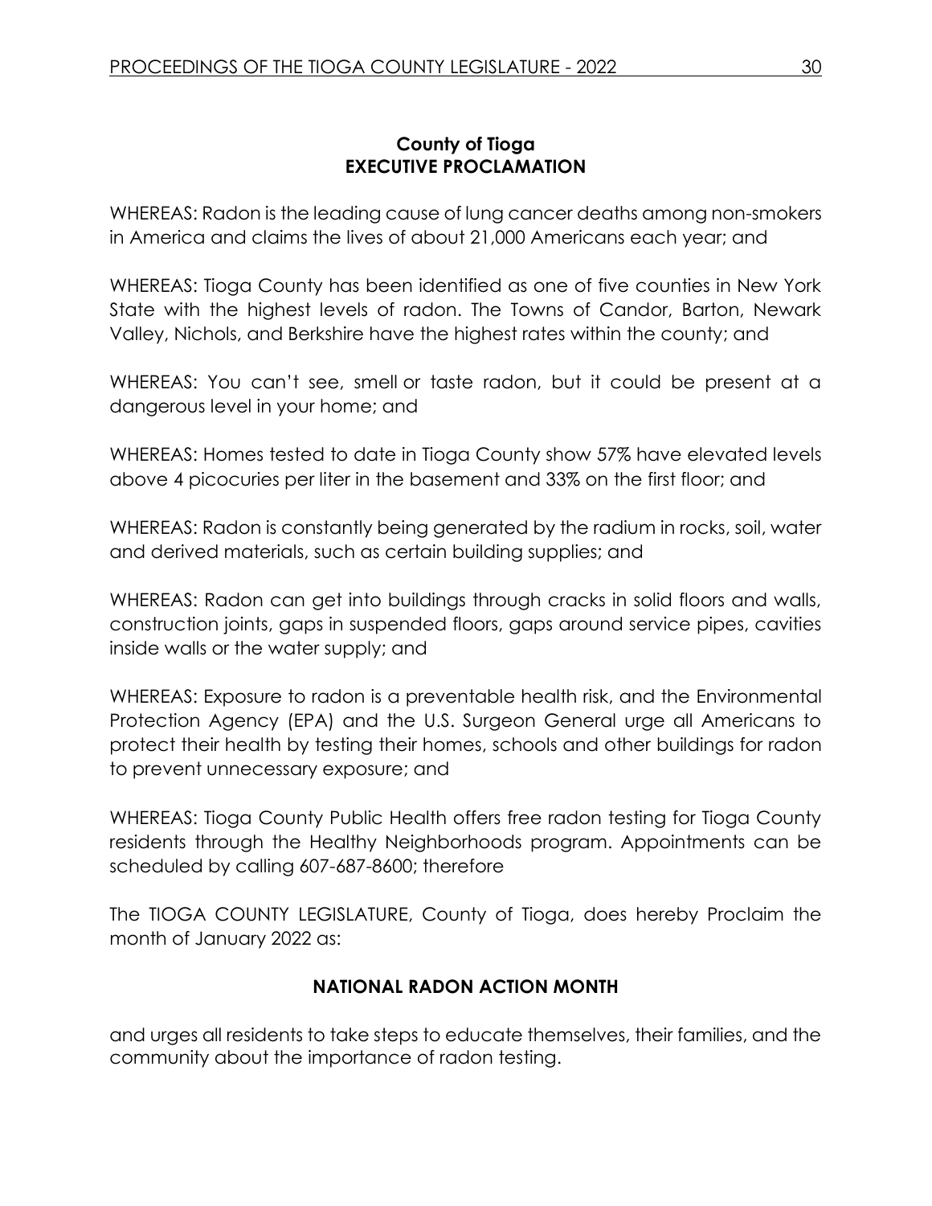**County of Tioga**
**EXECUTIVE PROCLAMATION**

WHEREAS: Radon is the leading cause of lung cancer deaths among non-smokers in America and claims the lives of about 21,000 Americans each year; and

WHEREAS: Tioga County has been identified as one of five counties in New York State with the highest levels of radon. The Towns of Candor, Barton, Newark Valley, Nichols, and Berkshire have the highest rates within the county; and

WHEREAS: You can't see, smell or taste radon, but it could be present at a dangerous level in your home; and

WHEREAS: Homes tested to date in Tioga County show 57% have elevated levels above 4 picocuries per liter in the basement and 33% on the first floor; and

WHEREAS: Radon is constantly being generated by the radium in rocks, soil, water and derived materials, such as certain building supplies; and

WHEREAS: Radon can get into buildings through cracks in solid floors and walls, construction joints, gaps in suspended floors, gaps around service pipes, cavities inside walls or the water supply; and

WHEREAS: Exposure to radon is a preventable health risk, and the Environmental Protection Agency (EPA) and the U.S. Surgeon General urge all Americans to protect their health by testing their homes, schools and other buildings for radon to prevent unnecessary exposure; and

WHEREAS: Tioga County Public Health offers free radon testing for Tioga County residents through the Healthy Neighborhoods program. Appointments can be scheduled by calling 607-687-8600; therefore

The TIOGA COUNTY LEGISLATURE, County of Tioga, does hereby Proclaim the month of January 2022 as:

**NATIONAL RADON ACTION MONTH**

and urges all residents to take steps to educate themselves, their families, and the community about the importance of radon testing.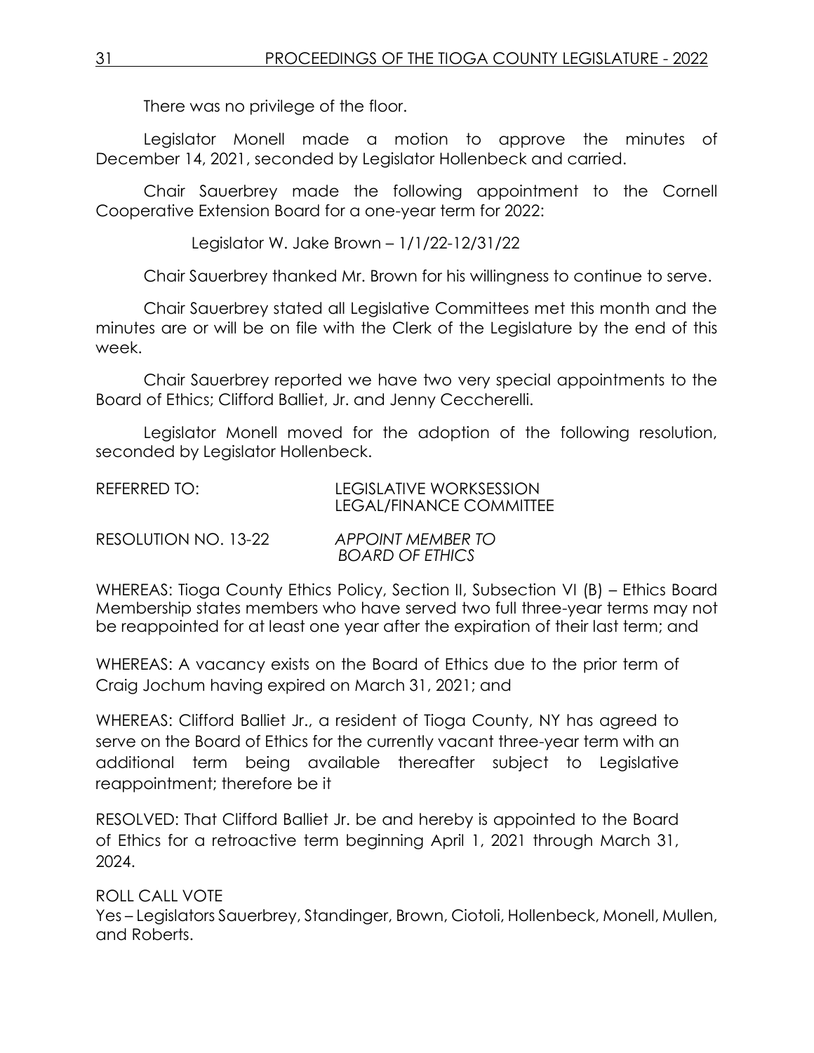There was no privilege of the floor.

Legislator Monell made a motion to approve the minutes of December 14, 2021, seconded by Legislator Hollenbeck and carried.

Chair Sauerbrey made the following appointment to the Cornell Cooperative Extension Board for a one-year term for 2022:

Legislator W. Jake Brown – 1/1/22-12/31/22

Chair Sauerbrey thanked Mr. Brown for his willingness to continue to serve.

Chair Sauerbrey stated all Legislative Committees met this month and the minutes are or will be on file with the Clerk of the Legislature by the end of this week.

Chair Sauerbrey reported we have two very special appointments to the Board of Ethics; Clifford Balliet, Jr. and Jenny Ceccherelli.

Legislator Monell moved for the adoption of the following resolution, seconded by Legislator Hollenbeck.

REFERRED TO: LEGISLATIVE WORKSESSION
LEGAL/FINANCE COMMITTEE

RESOLUTION NO. 13-22 *APPOINT MEMBER TO BOARD OF ETHICS*

WHEREAS: Tioga County Ethics Policy, Section II, Subsection VI (B) – Ethics Board Membership states members who have served two full three-year terms may not be reappointed for at least one year after the expiration of their last term; and

WHEREAS: A vacancy exists on the Board of Ethics due to the prior term of Craig Jochum having expired on March 31, 2021; and

WHEREAS: Clifford Balliet Jr., a resident of Tioga County, NY has agreed to serve on the Board of Ethics for the currently vacant three-year term with an additional term being available thereafter subject to Legislative reappointment; therefore be it

RESOLVED: That Clifford Balliet Jr. be and hereby is appointed to the Board of Ethics for a retroactive term beginning April 1, 2021 through March 31, 2024.

ROLL CALL VOTE
Yes – Legislators Sauerbrey, Standinger, Brown, Ciotoli, Hollenbeck, Monell, Mullen, and Roberts.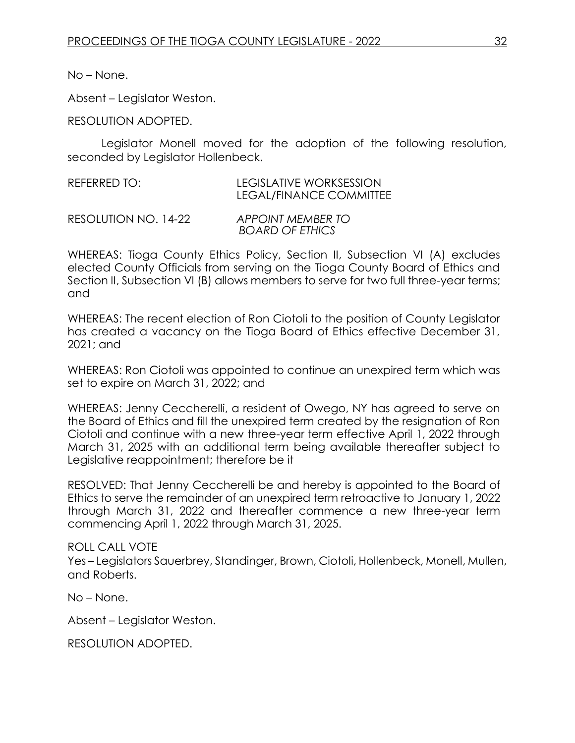No – None.

Absent – Legislator Weston.

RESOLUTION ADOPTED.

Legislator Monell moved for the adoption of the following resolution, seconded by Legislator Hollenbeck.

REFERRED TO: LEGISLATIVE WORKSESSION
LEGAL/FINANCE COMMITTEE

RESOLUTION NO. 14-22 *APPOINT MEMBER TO BOARD OF ETHICS*

WHEREAS: Tioga County Ethics Policy, Section II, Subsection VI (A) excludes elected County Officials from serving on the Tioga County Board of Ethics and Section II, Subsection VI (B) allows members to serve for two full three-year terms; and

WHEREAS: The recent election of Ron Ciotoli to the position of County Legislator has created a vacancy on the Tioga Board of Ethics effective December 31, 2021; and

WHEREAS: Ron Ciotoli was appointed to continue an unexpired term which was set to expire on March 31, 2022; and

WHEREAS: Jenny Ceccherelli, a resident of Owego, NY has agreed to serve on the Board of Ethics and fill the unexpired term created by the resignation of Ron Ciotoli and continue with a new three-year term effective April 1, 2022 through March 31, 2025 with an additional term being available thereafter subject to Legislative reappointment; therefore be it

RESOLVED: That Jenny Ceccherelli be and hereby is appointed to the Board of Ethics to serve the remainder of an unexpired term retroactive to January 1, 2022 through March 31, 2022 and thereafter commence a new three-year term commencing April 1, 2022 through March 31, 2025.

ROLL CALL VOTE
Yes – Legislators Sauerbrey, Standinger, Brown, Ciotoli, Hollenbeck, Monell, Mullen, and Roberts.

No – None.

Absent – Legislator Weston.

RESOLUTION ADOPTED.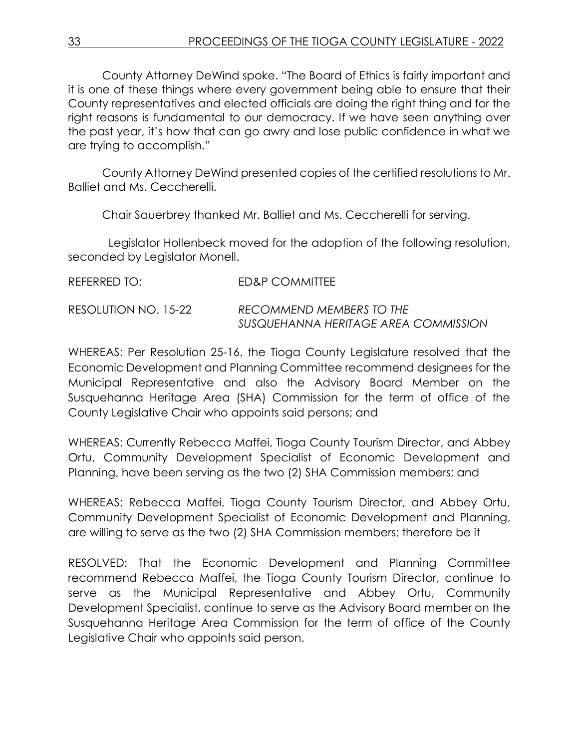County Attorney DeWind spoke. "The Board of Ethics is fairly important and it is one of these things where every government being able to ensure that their County representatives and elected officials are doing the right thing and for the right reasons is fundamental to our democracy. If we have seen anything over the past year, it's how that can go awry and lose public confidence in what we are trying to accomplish."

County Attorney DeWind presented copies of the certified resolutions to Mr. Balliet and Ms. Ceccherelli.

Chair Sauerbrey thanked Mr. Balliet and Ms. Ceccherelli for serving.

Legislator Hollenbeck moved for the adoption of the following resolution, seconded by Legislator Monell.

REFERRED TO: ED&P COMMITTEE

RESOLUTION NO. 15-22 *RECOMMEND MEMBERS TO THE SUSQUEHANNA HERITAGE AREA COMMISSION*

WHEREAS: Per Resolution 25-16, the Tioga County Legislature resolved that the Economic Development and Planning Committee recommend designees for the Municipal Representative and also the Advisory Board Member on the Susquehanna Heritage Area (SHA) Commission for the term of office of the County Legislative Chair who appoints said persons; and

WHEREAS: Currently Rebecca Maffei, Tioga County Tourism Director, and Abbey Ortu, Community Development Specialist of Economic Development and Planning, have been serving as the two (2) SHA Commission members; and

WHEREAS: Rebecca Maffei, Tioga County Tourism Director, and Abbey Ortu, Community Development Specialist of Economic Development and Planning, are willing to serve as the two (2) SHA Commission members; therefore be it

RESOLVED: That the Economic Development and Planning Committee recommend Rebecca Maffei, the Tioga County Tourism Director, continue to serve as the Municipal Representative and Abbey Ortu, Community Development Specialist, continue to serve as the Advisory Board member on the Susquehanna Heritage Area Commission for the term of office of the County Legislative Chair who appoints said person.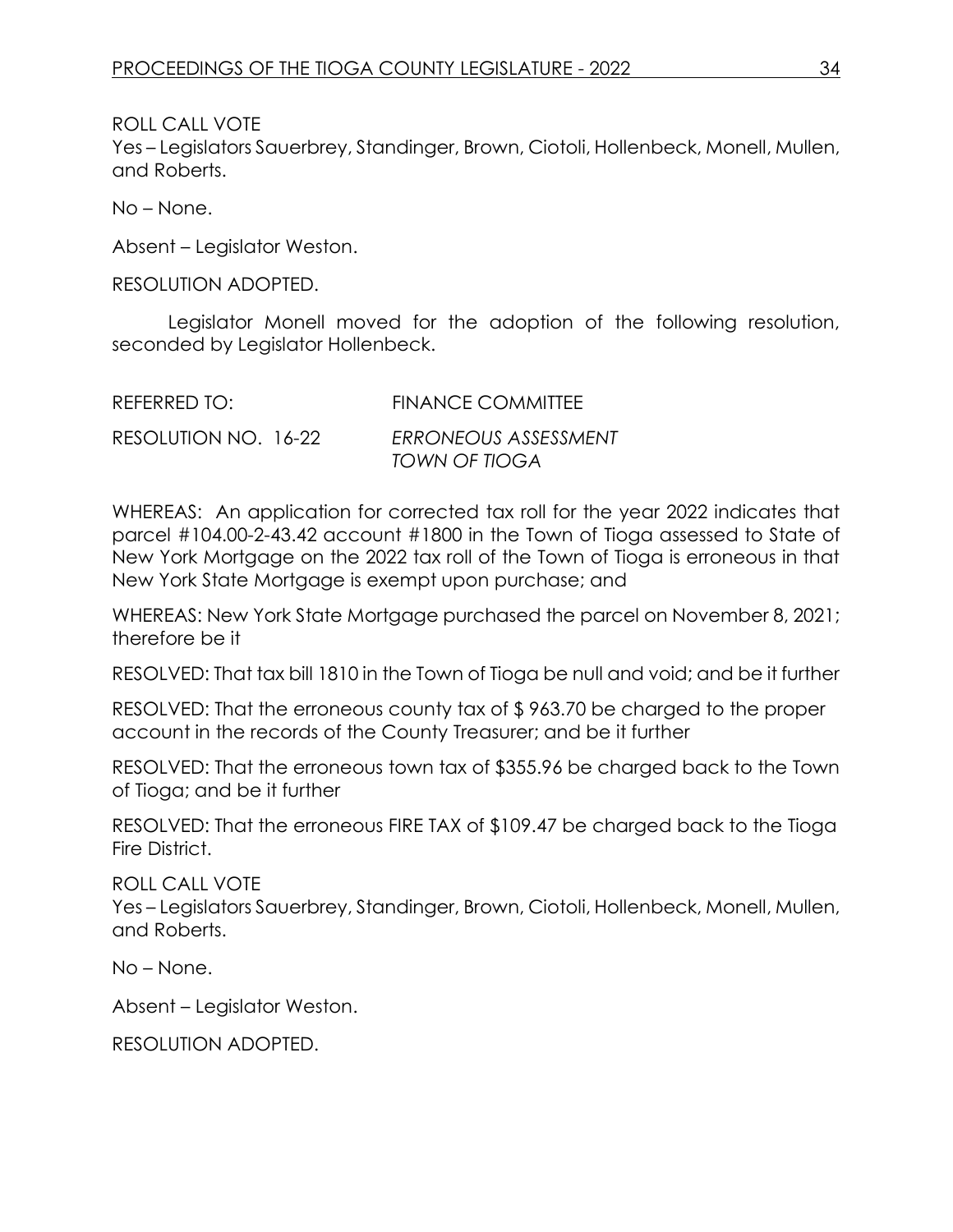ROLL CALL VOTE
Yes – Legislators Sauerbrey, Standinger, Brown, Ciotoli, Hollenbeck, Monell, Mullen, and Roberts.

No – None.

Absent – Legislator Weston.

RESOLUTION ADOPTED.

Legislator Monell moved for the adoption of the following resolution, seconded by Legislator Hollenbeck.

REFERRED TO: FINANCE COMMITTEE

RESOLUTION NO. 16-22 *ERRONEOUS ASSESSMENT TOWN OF TIOGA*

WHEREAS: An application for corrected tax roll for the year 2022 indicates that parcel #104.00-2-43.42 account #1800 in the Town of Tioga assessed to State of New York Mortgage on the 2022 tax roll of the Town of Tioga is erroneous in that New York State Mortgage is exempt upon purchase; and

WHEREAS: New York State Mortgage purchased the parcel on November 8, 2021; therefore be it

RESOLVED: That tax bill 1810 in the Town of Tioga be null and void; and be it further

RESOLVED: That the erroneous county tax of $ 963.70 be charged to the proper account in the records of the County Treasurer; and be it further

RESOLVED: That the erroneous town tax of $355.96 be charged back to the Town of Tioga; and be it further

RESOLVED: That the erroneous FIRE TAX of $109.47 be charged back to the Tioga Fire District.

ROLL CALL VOTE
Yes – Legislators Sauerbrey, Standinger, Brown, Ciotoli, Hollenbeck, Monell, Mullen, and Roberts.

No – None.

Absent – Legislator Weston.

RESOLUTION ADOPTED.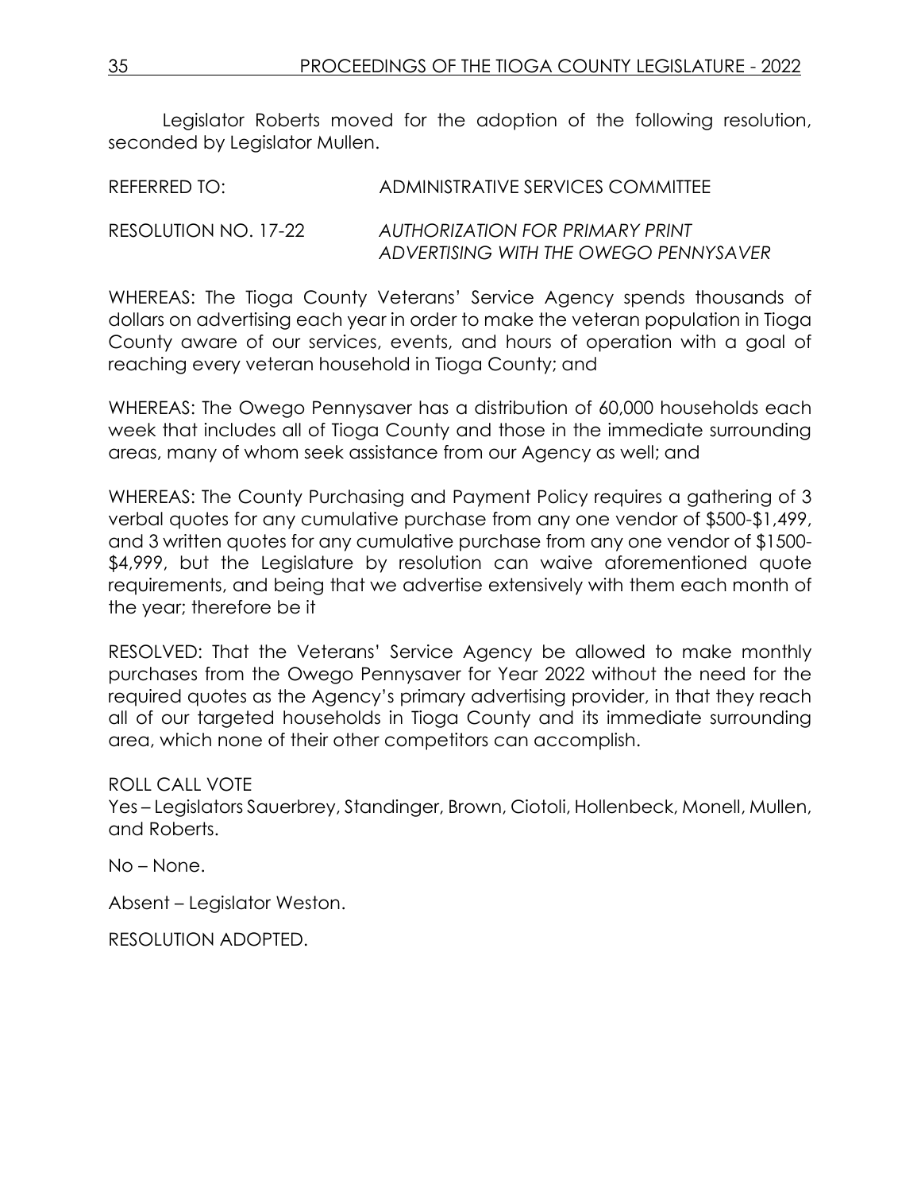Legislator Roberts moved for the adoption of the following resolution, seconded by Legislator Mullen.

REFERRED TO: ADMINISTRATIVE SERVICES COMMITTEE

RESOLUTION NO. 17-22 *AUTHORIZATION FOR PRIMARY PRINT ADVERTISING WITH THE OWEGO PENNYSAVER*

WHEREAS: The Tioga County Veterans' Service Agency spends thousands of dollars on advertising each year in order to make the veteran population in Tioga County aware of our services, events, and hours of operation with a goal of reaching every veteran household in Tioga County; and

WHEREAS: The Owego Pennysaver has a distribution of 60,000 households each week that includes all of Tioga County and those in the immediate surrounding areas, many of whom seek assistance from our Agency as well; and

WHEREAS: The County Purchasing and Payment Policy requires a gathering of 3 verbal quotes for any cumulative purchase from any one vendor of $500-$1,499, and 3 written quotes for any cumulative purchase from any one vendor of $1500-$4,999, but the Legislature by resolution can waive aforementioned quote requirements, and being that we advertise extensively with them each month of the year; therefore be it

RESOLVED: That the Veterans' Service Agency be allowed to make monthly purchases from the Owego Pennysaver for Year 2022 without the need for the required quotes as the Agency's primary advertising provider, in that they reach all of our targeted households in Tioga County and its immediate surrounding area, which none of their other competitors can accomplish.

ROLL CALL VOTE
Yes – Legislators Sauerbrey, Standinger, Brown, Ciotoli, Hollenbeck, Monell, Mullen, and Roberts.

No – None.

Absent – Legislator Weston.

RESOLUTION ADOPTED.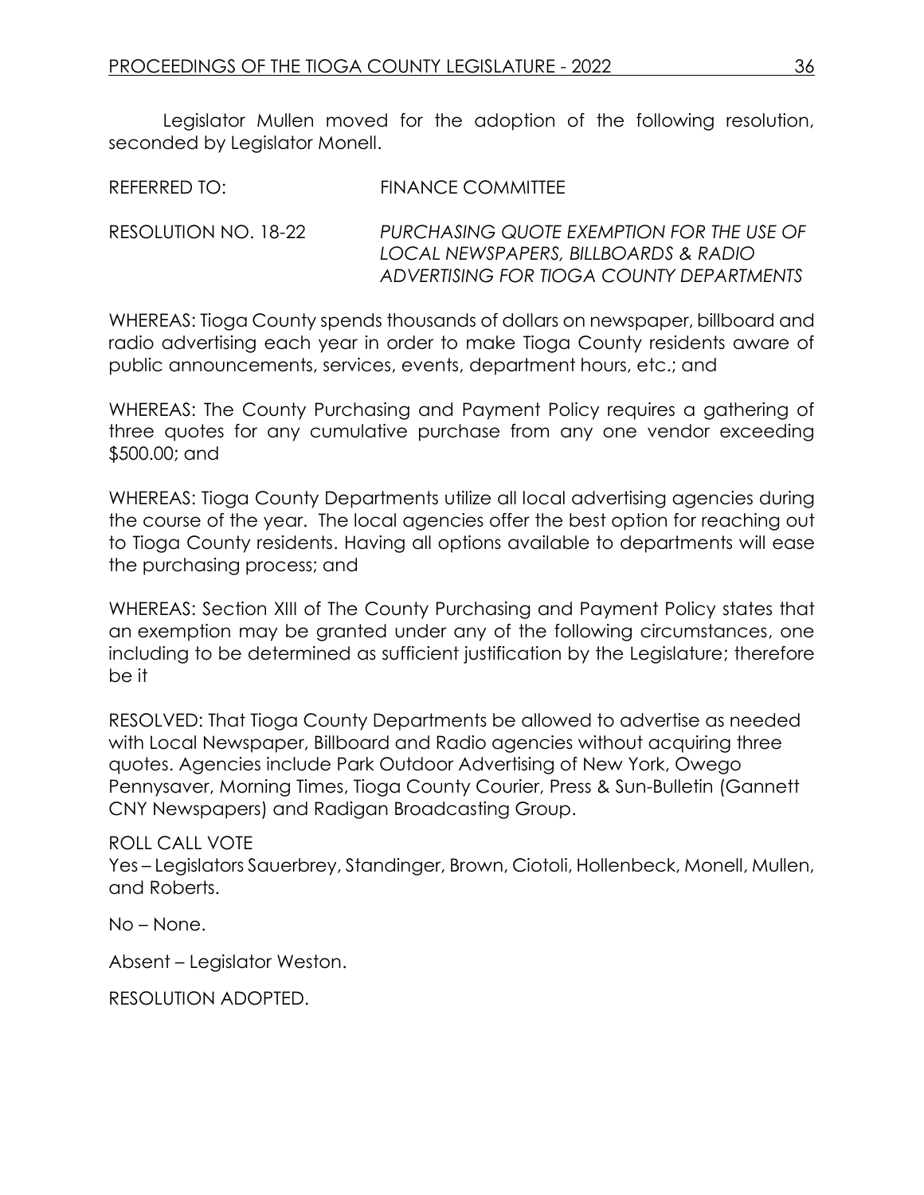Legislator Mullen moved for the adoption of the following resolution, seconded by Legislator Monell.

REFERRED TO: FINANCE COMMITTEE

RESOLUTION NO. 18-22 *PURCHASING QUOTE EXEMPTION FOR THE USE OF LOCAL NEWSPAPERS, BILLBOARDS & RADIO ADVERTISING FOR TIOGA COUNTY DEPARTMENTS*

WHEREAS: Tioga County spends thousands of dollars on newspaper, billboard and radio advertising each year in order to make Tioga County residents aware of public announcements, services, events, department hours, etc.; and

WHEREAS: The County Purchasing and Payment Policy requires a gathering of three quotes for any cumulative purchase from any one vendor exceeding $500.00; and

WHEREAS: Tioga County Departments utilize all local advertising agencies during the course of the year. The local agencies offer the best option for reaching out to Tioga County residents. Having all options available to departments will ease the purchasing process; and

WHEREAS: Section XIII of The County Purchasing and Payment Policy states that an exemption may be granted under any of the following circumstances, one including to be determined as sufficient justification by the Legislature; therefore be it

RESOLVED: That Tioga County Departments be allowed to advertise as needed with Local Newspaper, Billboard and Radio agencies without acquiring three quotes. Agencies include Park Outdoor Advertising of New York, Owego Pennysaver, Morning Times, Tioga County Courier, Press & Sun-Bulletin (Gannett CNY Newspapers) and Radigan Broadcasting Group.

ROLL CALL VOTE

Yes – Legislators Sauerbrey, Standinger, Brown, Ciotoli, Hollenbeck, Monell, Mullen, and Roberts.

No – None.

Absent – Legislator Weston.

RESOLUTION ADOPTED.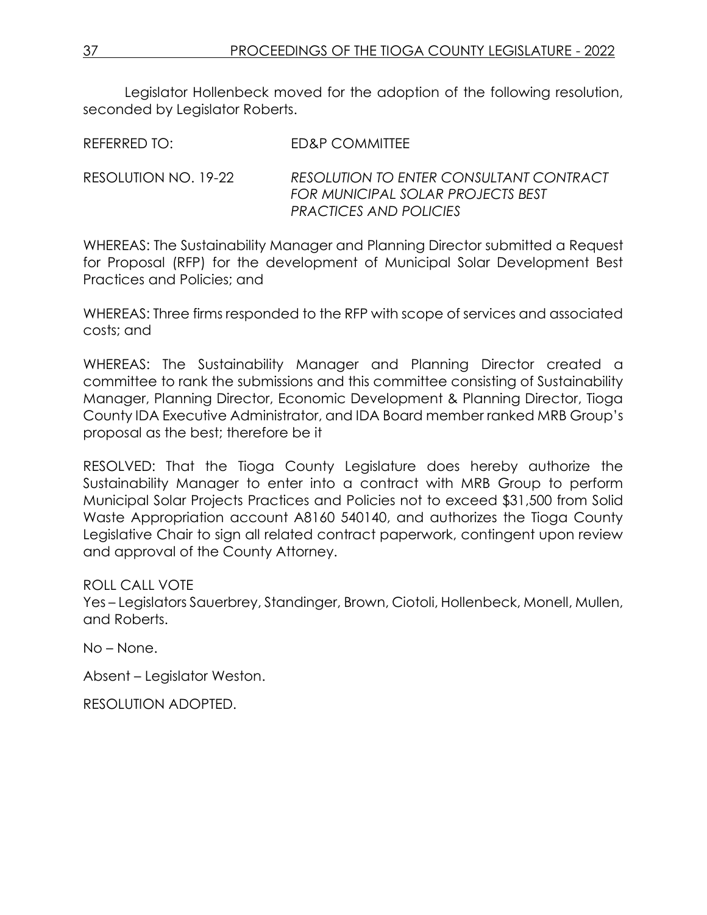Legislator Hollenbeck moved for the adoption of the following resolution, seconded by Legislator Roberts.

REFERRED TO: ED&P COMMITTEE

RESOLUTION NO. 19-22 *RESOLUTION TO ENTER CONSULTANT CONTRACT FOR MUNICIPAL SOLAR PROJECTS BEST PRACTICES AND POLICIES*

WHEREAS: The Sustainability Manager and Planning Director submitted a Request for Proposal (RFP) for the development of Municipal Solar Development Best Practices and Policies; and

WHEREAS: Three firms responded to the RFP with scope of services and associated costs; and

WHEREAS: The Sustainability Manager and Planning Director created a committee to rank the submissions and this committee consisting of Sustainability Manager, Planning Director, Economic Development & Planning Director, Tioga County IDA Executive Administrator, and IDA Board member ranked MRB Group's proposal as the best; therefore be it

RESOLVED: That the Tioga County Legislature does hereby authorize the Sustainability Manager to enter into a contract with MRB Group to perform Municipal Solar Projects Practices and Policies not to exceed $31,500 from Solid Waste Appropriation account A8160 540140, and authorizes the Tioga County Legislative Chair to sign all related contract paperwork, contingent upon review and approval of the County Attorney.

ROLL CALL VOTE
Yes – Legislators Sauerbrey, Standinger, Brown, Ciotoli, Hollenbeck, Monell, Mullen, and Roberts.

No – None.

Absent – Legislator Weston.

RESOLUTION ADOPTED.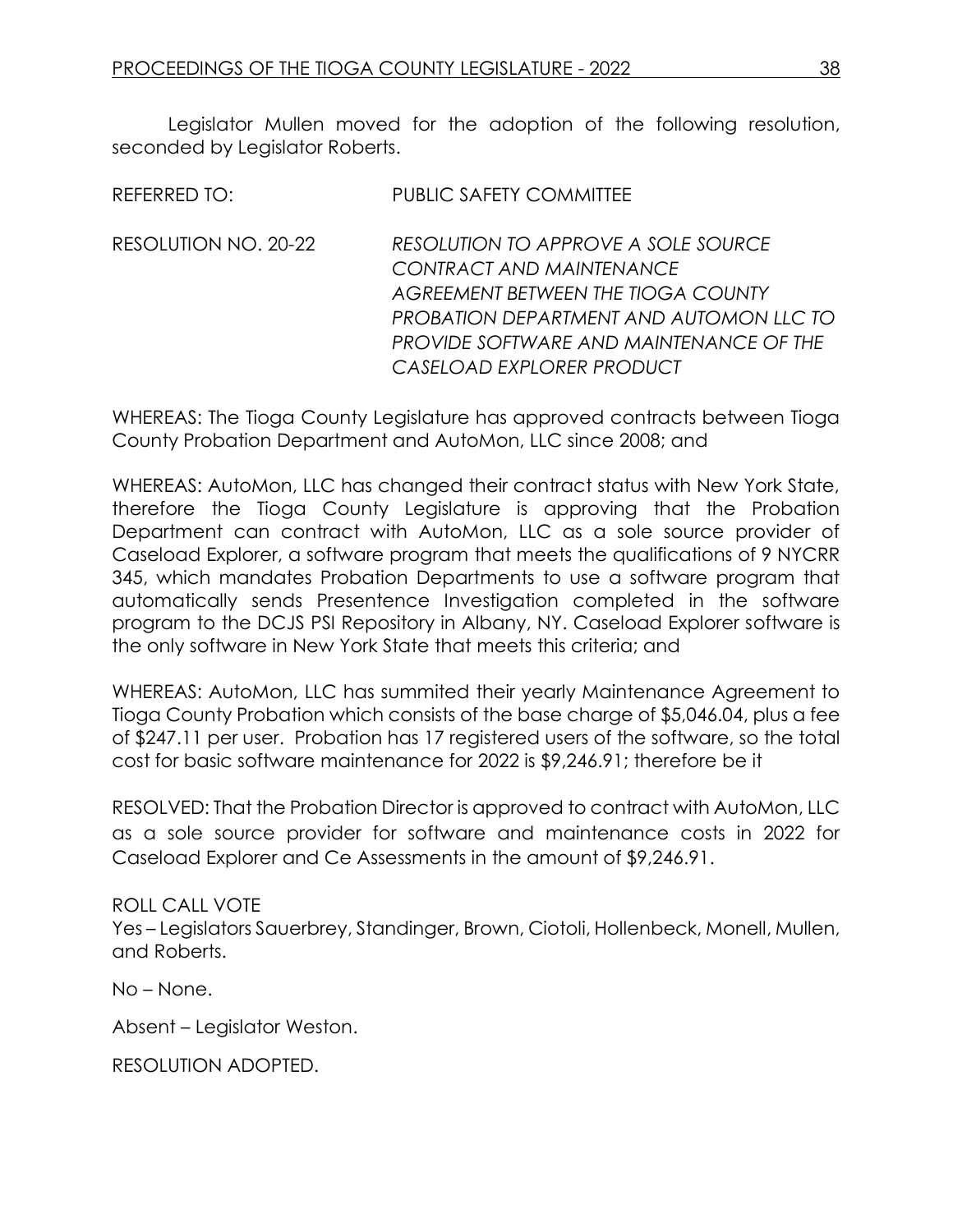Legislator Mullen moved for the adoption of the following resolution, seconded by Legislator Roberts.

REFERRED TO: PUBLIC SAFETY COMMITTEE

RESOLUTION NO. 20-22 *RESOLUTION TO APPROVE A SOLE SOURCE CONTRACT AND MAINTENANCE AGREEMENT BETWEEN THE TIOGA COUNTY PROBATION DEPARTMENT AND AUTOMON LLC TO PROVIDE SOFTWARE AND MAINTENANCE OF THE CASELOAD EXPLORER PRODUCT*

WHEREAS: The Tioga County Legislature has approved contracts between Tioga County Probation Department and AutoMon, LLC since 2008; and

WHEREAS: AutoMon, LLC has changed their contract status with New York State, therefore the Tioga County Legislature is approving that the Probation Department can contract with AutoMon, LLC as a sole source provider of Caseload Explorer, a software program that meets the qualifications of 9 NYCRR 345, which mandates Probation Departments to use a software program that automatically sends Presentence Investigation completed in the software program to the DCJS PSI Repository in Albany, NY. Caseload Explorer software is the only software in New York State that meets this criteria; and

WHEREAS: AutoMon, LLC has summited their yearly Maintenance Agreement to Tioga County Probation which consists of the base charge of $5,046.04, plus a fee of $247.11 per user. Probation has 17 registered users of the software, so the total cost for basic software maintenance for 2022 is $9,246.91; therefore be it

RESOLVED: That the Probation Director is approved to contract with AutoMon, LLC as a sole source provider for software and maintenance costs in 2022 for Caseload Explorer and Ce Assessments in the amount of $9,246.91.

ROLL CALL VOTE
Yes – Legislators Sauerbrey, Standinger, Brown, Ciotoli, Hollenbeck, Monell, Mullen, and Roberts.

No – None.

Absent – Legislator Weston.

RESOLUTION ADOPTED.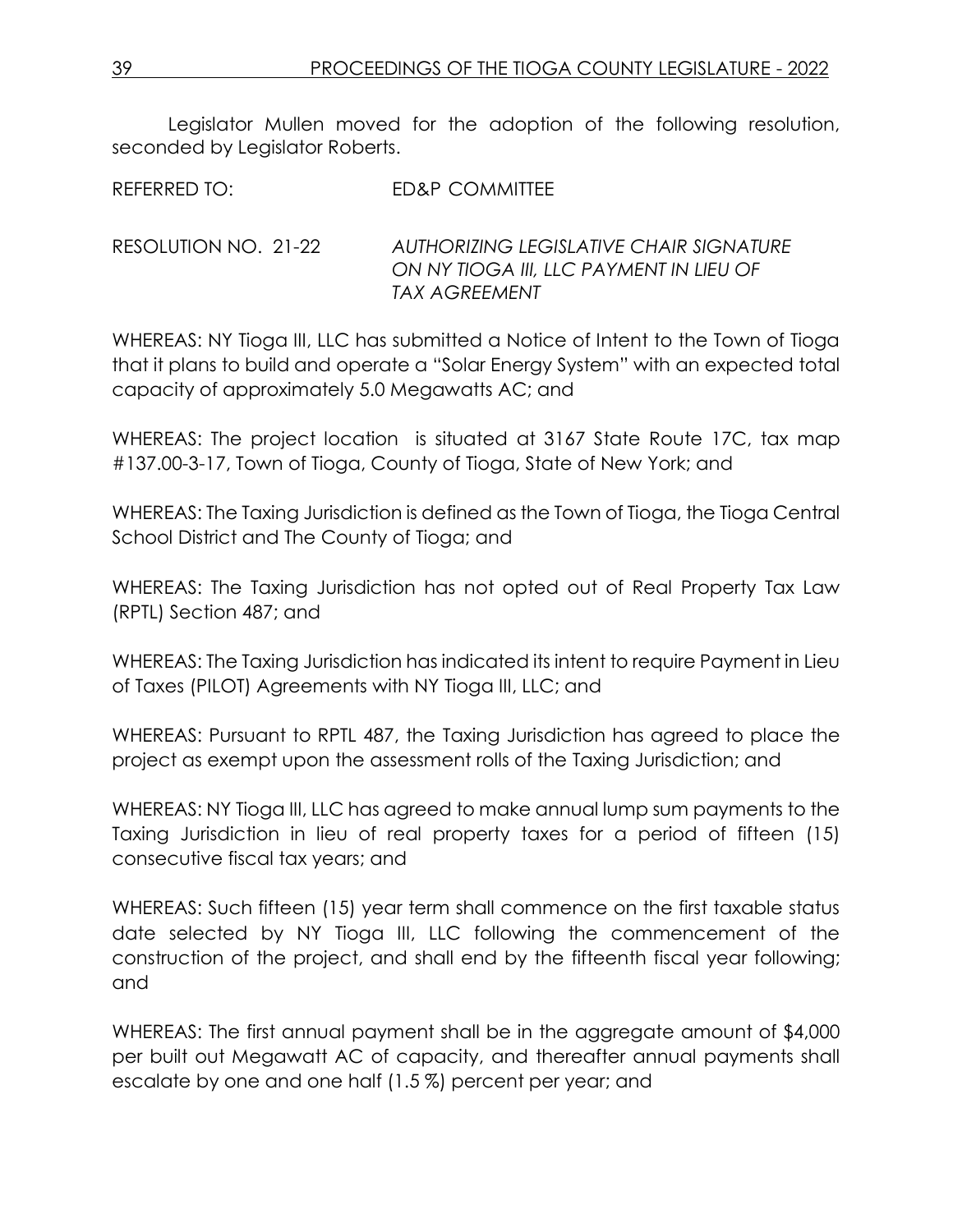Legislator Mullen moved for the adoption of the following resolution, seconded by Legislator Roberts.

REFERRED TO: ED&P COMMITTEE

RESOLUTION NO. 21-22 *AUTHORIZING LEGISLATIVE CHAIR SIGNATURE ON NY TIOGA III, LLC PAYMENT IN LIEU OF TAX AGREEMENT*

WHEREAS: NY Tioga III, LLC has submitted a Notice of Intent to the Town of Tioga that it plans to build and operate a "Solar Energy System" with an expected total capacity of approximately 5.0 Megawatts AC; and

WHEREAS: The project location is situated at 3167 State Route 17C, tax map #137.00-3-17, Town of Tioga, County of Tioga, State of New York; and

WHEREAS: The Taxing Jurisdiction is defined as the Town of Tioga, the Tioga Central School District and The County of Tioga; and

WHEREAS: The Taxing Jurisdiction has not opted out of Real Property Tax Law (RPTL) Section 487; and

WHEREAS: The Taxing Jurisdiction has indicated its intent to require Payment in Lieu of Taxes (PILOT) Agreements with NY Tioga III, LLC; and

WHEREAS: Pursuant to RPTL 487, the Taxing Jurisdiction has agreed to place the project as exempt upon the assessment rolls of the Taxing Jurisdiction; and

WHEREAS: NY Tioga III, LLC has agreed to make annual lump sum payments to the Taxing Jurisdiction in lieu of real property taxes for a period of fifteen (15) consecutive fiscal tax years; and

WHEREAS: Such fifteen (15) year term shall commence on the first taxable status date selected by NY Tioga III, LLC following the commencement of the construction of the project, and shall end by the fifteenth fiscal year following; and

WHEREAS: The first annual payment shall be in the aggregate amount of $4,000 per built out Megawatt AC of capacity, and thereafter annual payments shall escalate by one and one half (1.5 %) percent per year; and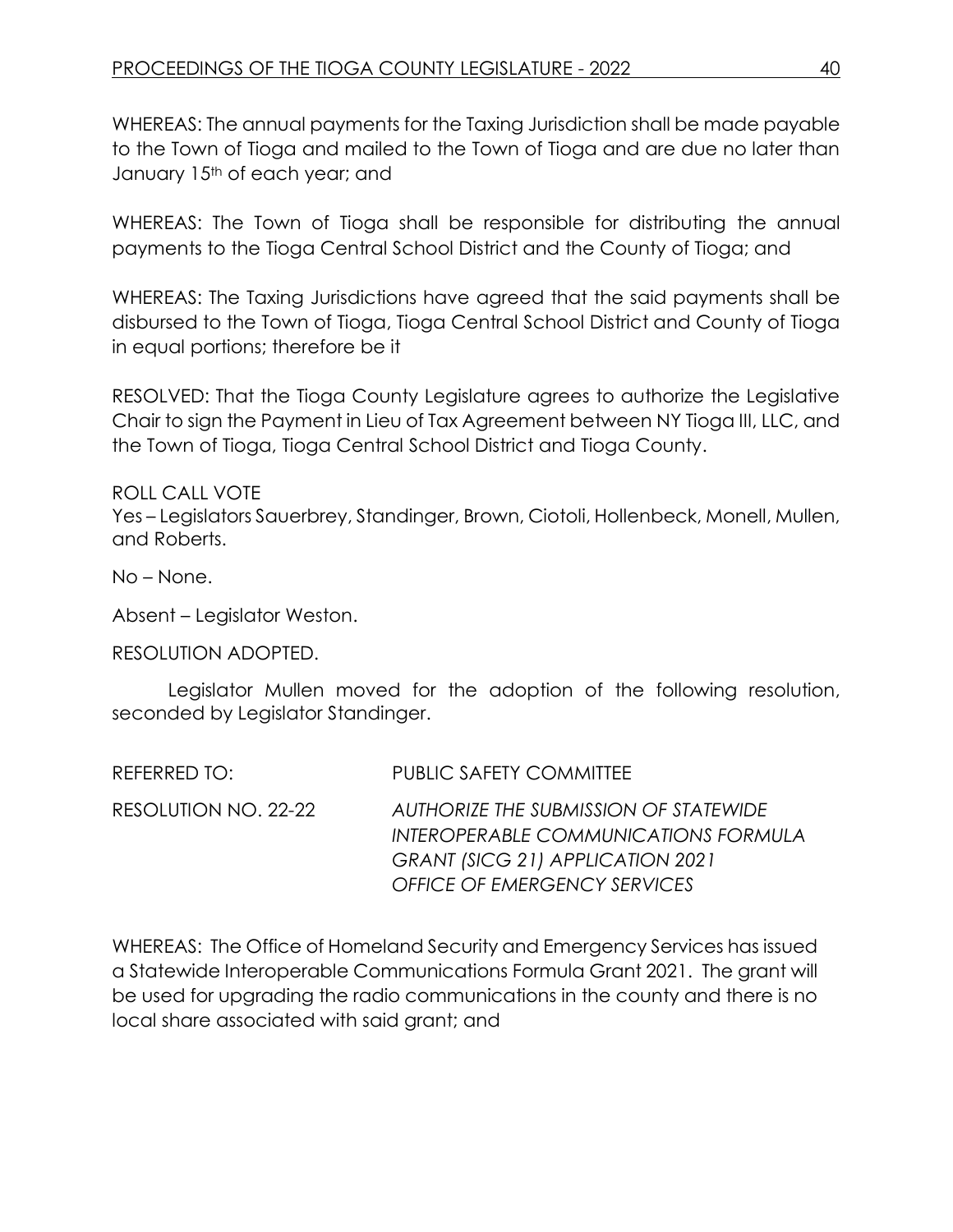WHEREAS: The annual payments for the Taxing Jurisdiction shall be made payable to the Town of Tioga and mailed to the Town of Tioga and are due no later than January 15th of each year; and

WHEREAS: The Town of Tioga shall be responsible for distributing the annual payments to the Tioga Central School District and the County of Tioga; and

WHEREAS: The Taxing Jurisdictions have agreed that the said payments shall be disbursed to the Town of Tioga, Tioga Central School District and County of Tioga in equal portions; therefore be it

RESOLVED: That the Tioga County Legislature agrees to authorize the Legislative Chair to sign the Payment in Lieu of Tax Agreement between NY Tioga III, LLC, and the Town of Tioga, Tioga Central School District and Tioga County.

ROLL CALL VOTE
Yes – Legislators Sauerbrey, Standinger, Brown, Ciotoli, Hollenbeck, Monell, Mullen, and Roberts.

No – None.

Absent – Legislator Weston.

RESOLUTION ADOPTED.

Legislator Mullen moved for the adoption of the following resolution, seconded by Legislator Standinger.

REFERRED TO: PUBLIC SAFETY COMMITTEE

RESOLUTION NO. 22-22 *AUTHORIZE THE SUBMISSION OF STATEWIDE INTEROPERABLE COMMUNICATIONS FORMULA GRANT (SICG 21) APPLICATION 2021 OFFICE OF EMERGENCY SERVICES*

WHEREAS: The Office of Homeland Security and Emergency Services has issued a Statewide Interoperable Communications Formula Grant 2021. The grant will be used for upgrading the radio communications in the county and there is no local share associated with said grant; and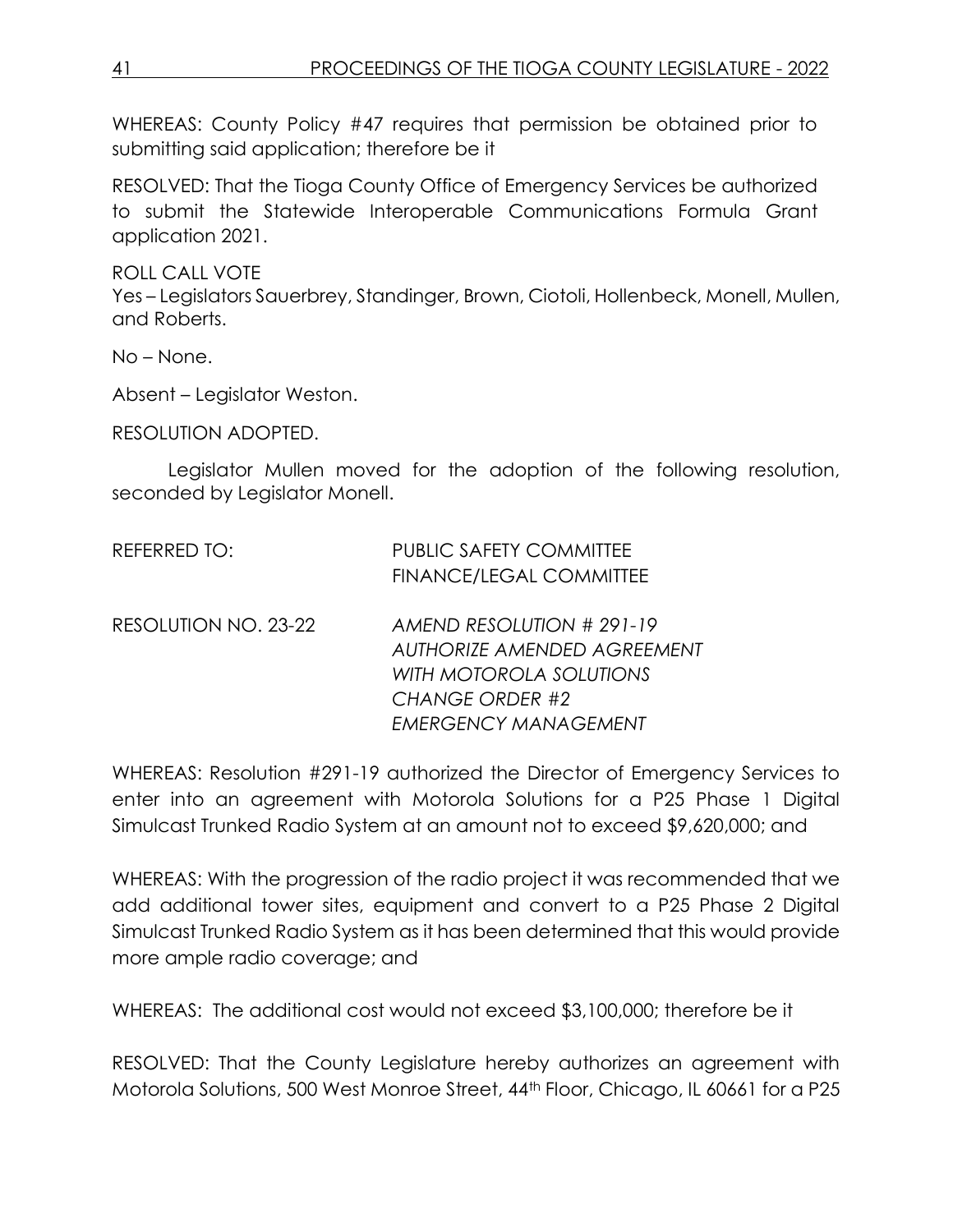WHEREAS: County Policy #47 requires that permission be obtained prior to submitting said application; therefore be it

RESOLVED: That the Tioga County Office of Emergency Services be authorized to submit the Statewide Interoperable Communications Formula Grant application 2021.

ROLL CALL VOTE
Yes – Legislators Sauerbrey, Standinger, Brown, Ciotoli, Hollenbeck, Monell, Mullen, and Roberts.

No – None.

Absent – Legislator Weston.

RESOLUTION ADOPTED.

Legislator Mullen moved for the adoption of the following resolution, seconded by Legislator Monell.

REFERRED TO: PUBLIC SAFETY COMMITTEE
FINANCE/LEGAL COMMITTEE

RESOLUTION NO. 23-22 *AMEND RESOLUTION # 291-19*
*AUTHORIZE AMENDED AGREEMENT*
*WITH MOTOROLA SOLUTIONS*
*CHANGE ORDER #2*
*EMERGENCY MANAGEMENT*

WHEREAS: Resolution #291-19 authorized the Director of Emergency Services to enter into an agreement with Motorola Solutions for a P25 Phase 1 Digital Simulcast Trunked Radio System at an amount not to exceed $9,620,000; and

WHEREAS: With the progression of the radio project it was recommended that we add additional tower sites, equipment and convert to a P25 Phase 2 Digital Simulcast Trunked Radio System as it has been determined that this would provide more ample radio coverage; and

WHEREAS: The additional cost would not exceed $3,100,000; therefore be it

RESOLVED: That the County Legislature hereby authorizes an agreement with Motorola Solutions, 500 West Monroe Street, 44th Floor, Chicago, IL 60661 for a P25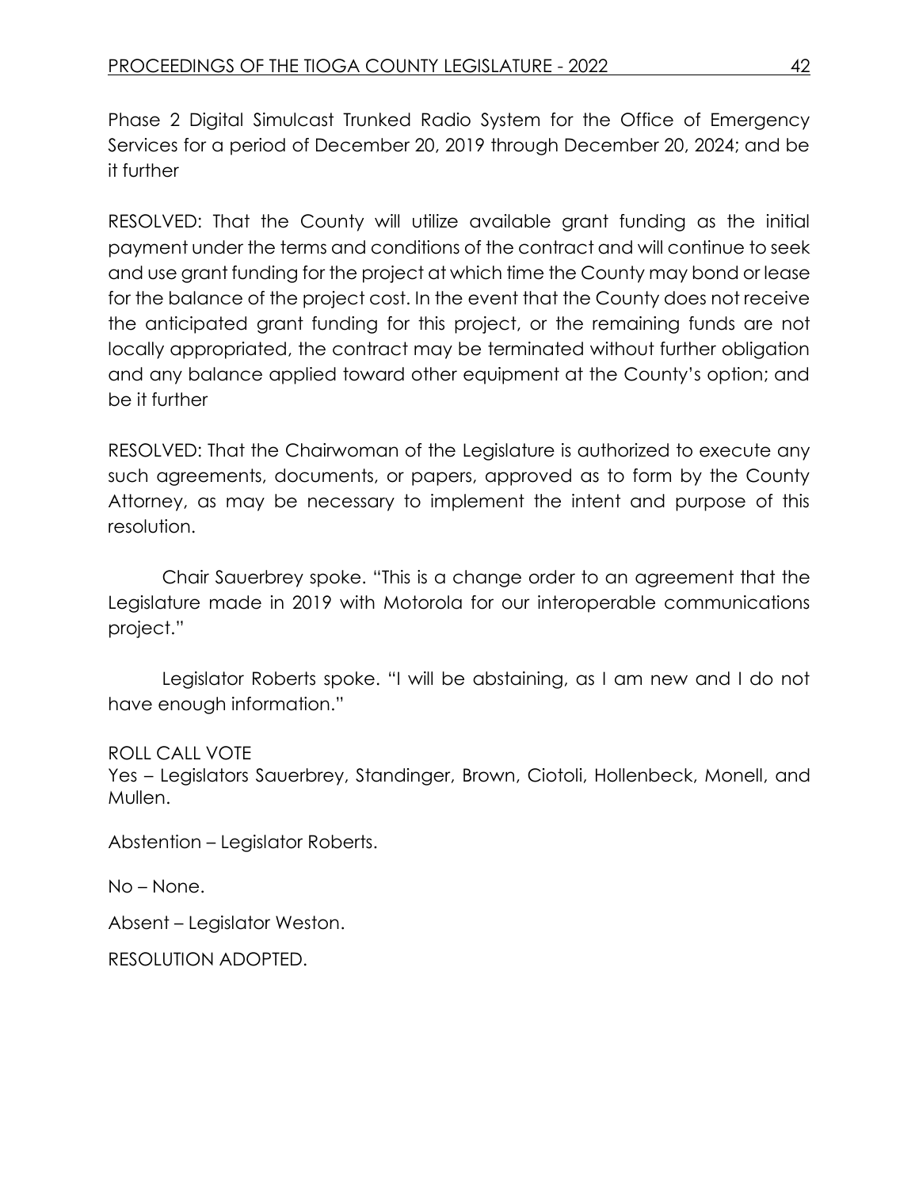Phase 2 Digital Simulcast Trunked Radio System for the Office of Emergency Services for a period of December 20, 2019 through December 20, 2024; and be it further

RESOLVED: That the County will utilize available grant funding as the initial payment under the terms and conditions of the contract and will continue to seek and use grant funding for the project at which time the County may bond or lease for the balance of the project cost. In the event that the County does not receive the anticipated grant funding for this project, or the remaining funds are not locally appropriated, the contract may be terminated without further obligation and any balance applied toward other equipment at the County's option; and be it further

RESOLVED: That the Chairwoman of the Legislature is authorized to execute any such agreements, documents, or papers, approved as to form by the County Attorney, as may be necessary to implement the intent and purpose of this resolution.

Chair Sauerbrey spoke. "This is a change order to an agreement that the Legislature made in 2019 with Motorola for our interoperable communications project."

Legislator Roberts spoke. "I will be abstaining, as I am new and I do not have enough information."

ROLL CALL VOTE
Yes – Legislators Sauerbrey, Standinger, Brown, Ciotoli, Hollenbeck, Monell, and Mullen.

Abstention – Legislator Roberts.

No – None.

Absent – Legislator Weston.

RESOLUTION ADOPTED.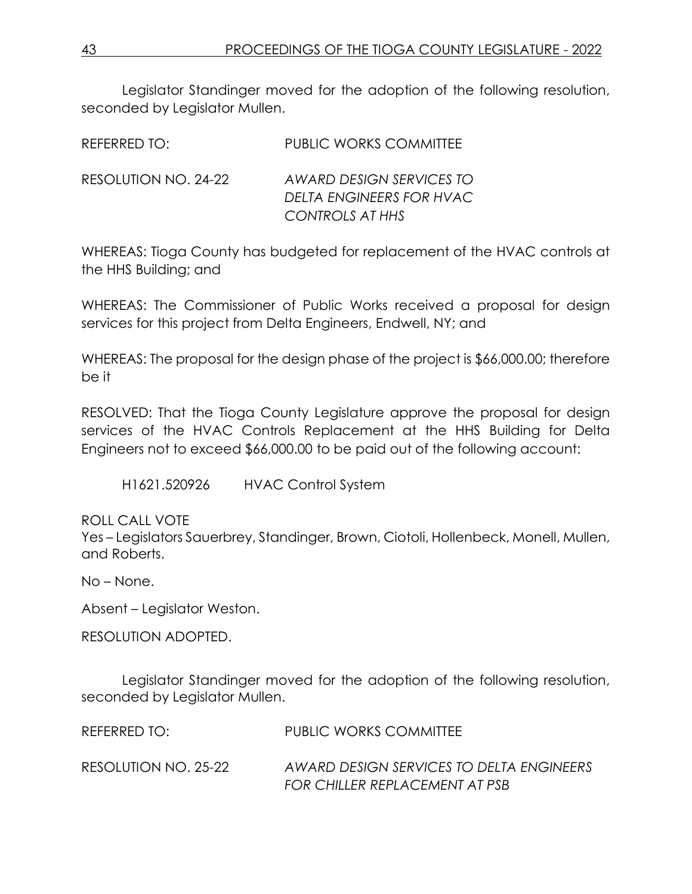Legislator Standinger moved for the adoption of the following resolution, seconded by Legislator Mullen.

REFERRED TO: PUBLIC WORKS COMMITTEE

RESOLUTION NO. 24-22 *AWARD DESIGN SERVICES TO DELTA ENGINEERS FOR HVAC CONTROLS AT HHS*

WHEREAS: Tioga County has budgeted for replacement of the HVAC controls at the HHS Building; and

WHEREAS: The Commissioner of Public Works received a proposal for design services for this project from Delta Engineers, Endwell, NY; and

WHEREAS: The proposal for the design phase of the project is $66,000.00; therefore be it

RESOLVED: That the Tioga County Legislature approve the proposal for design services of the HVAC Controls Replacement at the HHS Building for Delta Engineers not to exceed $66,000.00 to be paid out of the following account:

H1621.520926 HVAC Control System

ROLL CALL VOTE
Yes – Legislators Sauerbrey, Standinger, Brown, Ciotoli, Hollenbeck, Monell, Mullen, and Roberts.

No – None.

Absent – Legislator Weston.

RESOLUTION ADOPTED.

Legislator Standinger moved for the adoption of the following resolution, seconded by Legislator Mullen.

REFERRED TO: PUBLIC WORKS COMMITTEE

RESOLUTION NO. 25-22 *AWARD DESIGN SERVICES TO DELTA ENGINEERS FOR CHILLER REPLACEMENT AT PSB*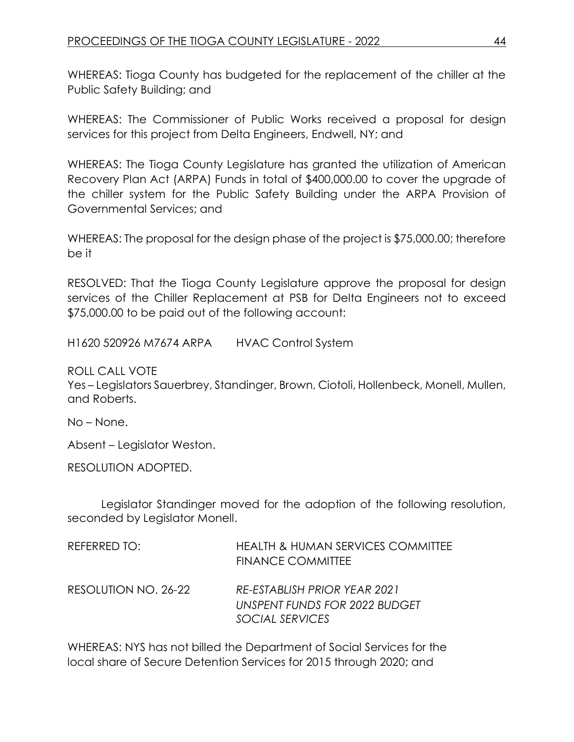WHEREAS: Tioga County has budgeted for the replacement of the chiller at the Public Safety Building; and

WHEREAS: The Commissioner of Public Works received a proposal for design services for this project from Delta Engineers, Endwell, NY; and

WHEREAS: The Tioga County Legislature has granted the utilization of American Recovery Plan Act (ARPA) Funds in total of $400,000.00 to cover the upgrade of the chiller system for the Public Safety Building under the ARPA Provision of Governmental Services; and

WHEREAS: The proposal for the design phase of the project is $75,000.00; therefore be it

RESOLVED: That the Tioga County Legislature approve the proposal for design services of the Chiller Replacement at PSB for Delta Engineers not to exceed $75,000.00 to be paid out of the following account:

H1620 520926 M7674 ARPA HVAC Control System

ROLL CALL VOTE
Yes – Legislators Sauerbrey, Standinger, Brown, Ciotoli, Hollenbeck, Monell, Mullen, and Roberts.

No – None.

Absent – Legislator Weston.

RESOLUTION ADOPTED.

Legislator Standinger moved for the adoption of the following resolution, seconded by Legislator Monell.

REFERRED TO: HEALTH & HUMAN SERVICES COMMITTEE
FINANCE COMMITTEE

RESOLUTION NO. 26-22 *RE-ESTABLISH PRIOR YEAR 2021 UNSPENT FUNDS FOR 2022 BUDGET SOCIAL SERVICES*

WHEREAS: NYS has not billed the Department of Social Services for the local share of Secure Detention Services for 2015 through 2020; and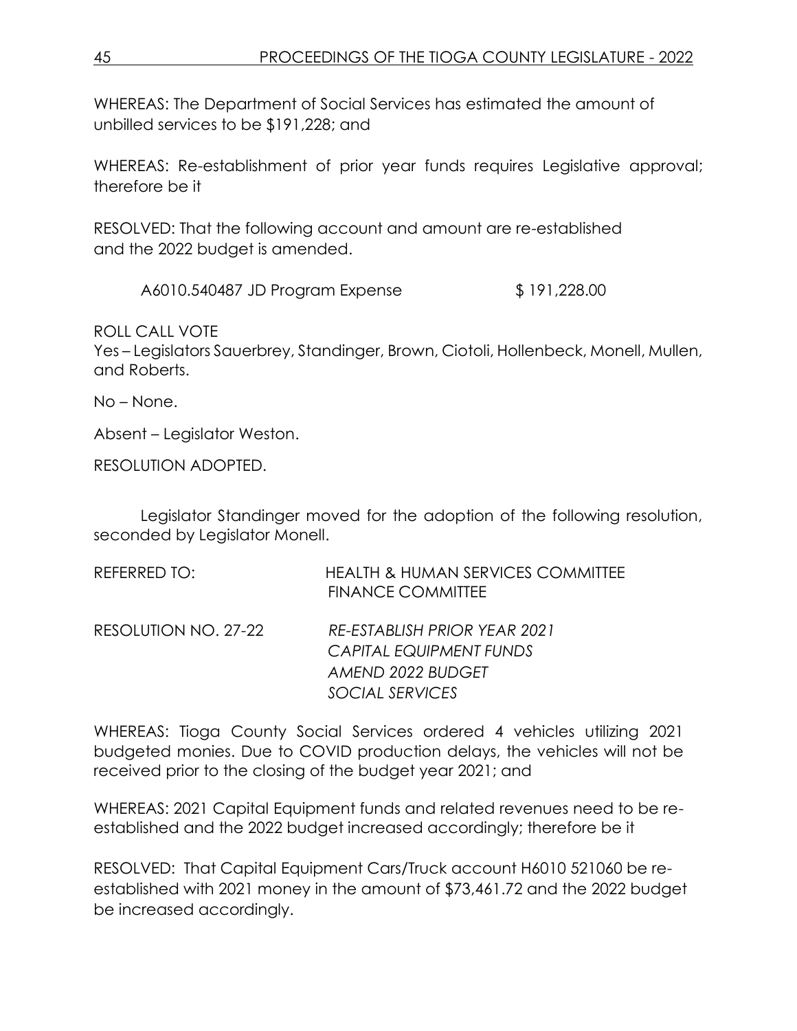WHEREAS: The Department of Social Services has estimated the amount of unbilled services to be $191,228; and

WHEREAS: Re-establishment of prior year funds requires Legislative approval; therefore be it

RESOLVED: That the following account and amount are re-established and the 2022 budget is amended.

A6010.540487 JD Program Expense $ 191,228.00

ROLL CALL VOTE
Yes – Legislators Sauerbrey, Standinger, Brown, Ciotoli, Hollenbeck, Monell, Mullen, and Roberts.

No – None.

Absent – Legislator Weston.

RESOLUTION ADOPTED.

Legislator Standinger moved for the adoption of the following resolution, seconded by Legislator Monell.

REFERRED TO: HEALTH & HUMAN SERVICES COMMITTEE
FINANCE COMMITTEE

RESOLUTION NO. 27-22 *RE-ESTABLISH PRIOR YEAR 2021 CAPITAL EQUIPMENT FUNDS AMEND 2022 BUDGET SOCIAL SERVICES*

WHEREAS: Tioga County Social Services ordered 4 vehicles utilizing 2021 budgeted monies. Due to COVID production delays, the vehicles will not be received prior to the closing of the budget year 2021; and

WHEREAS: 2021 Capital Equipment funds and related revenues need to be re-established and the 2022 budget increased accordingly; therefore be it

RESOLVED: That Capital Equipment Cars/Truck account H6010 521060 be re-established with 2021 money in the amount of $73,461.72 and the 2022 budget be increased accordingly.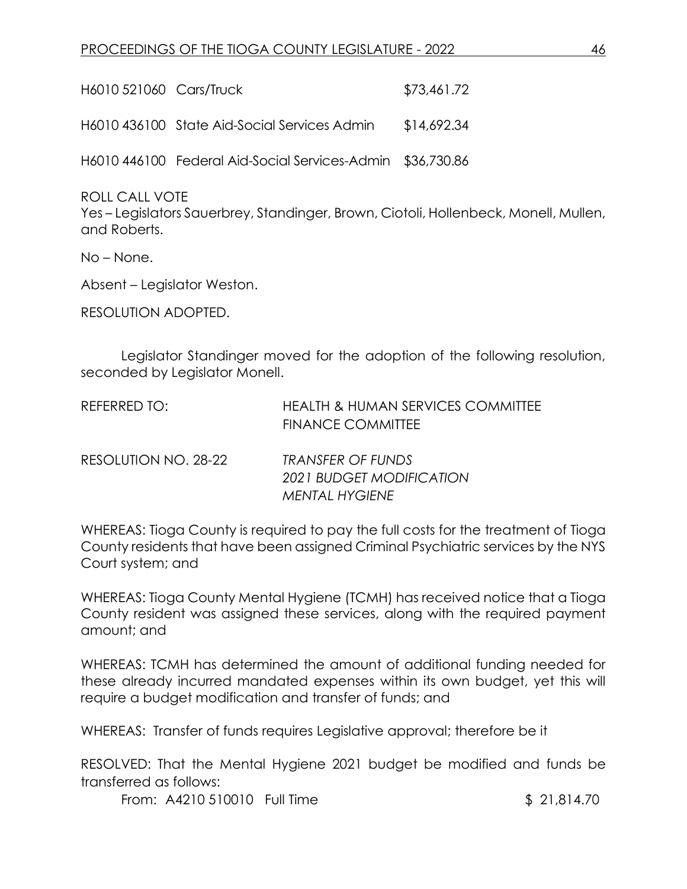H6010 521060 Cars/Truck $73,461.72

H6010 436100 State Aid-Social Services Admin $14,692.34

H6010 446100 Federal Aid-Social Services-Admin $36,730.86

ROLL CALL VOTE
Yes – Legislators Sauerbrey, Standinger, Brown, Ciotoli, Hollenbeck, Monell, Mullen, and Roberts.

No – None.

Absent – Legislator Weston.

RESOLUTION ADOPTED.

Legislator Standinger moved for the adoption of the following resolution, seconded by Legislator Monell.

REFERRED TO: HEALTH & HUMAN SERVICES COMMITTEE
FINANCE COMMITTEE

RESOLUTION NO. 28-22 *TRANSFER OF FUNDS*
*2021 BUDGET MODIFICATION*
*MENTAL HYGIENE*

WHEREAS: Tioga County is required to pay the full costs for the treatment of Tioga County residents that have been assigned Criminal Psychiatric services by the NYS Court system; and

WHEREAS: Tioga County Mental Hygiene (TCMH) has received notice that a Tioga County resident was assigned these services, along with the required payment amount; and

WHEREAS: TCMH has determined the amount of additional funding needed for these already incurred mandated expenses within its own budget, yet this will require a budget modification and transfer of funds; and

WHEREAS: Transfer of funds requires Legislative approval; therefore be it

RESOLVED: That the Mental Hygiene 2021 budget be modified and funds be transferred as follows:

From: A4210 510010 Full Time $ 21,814.70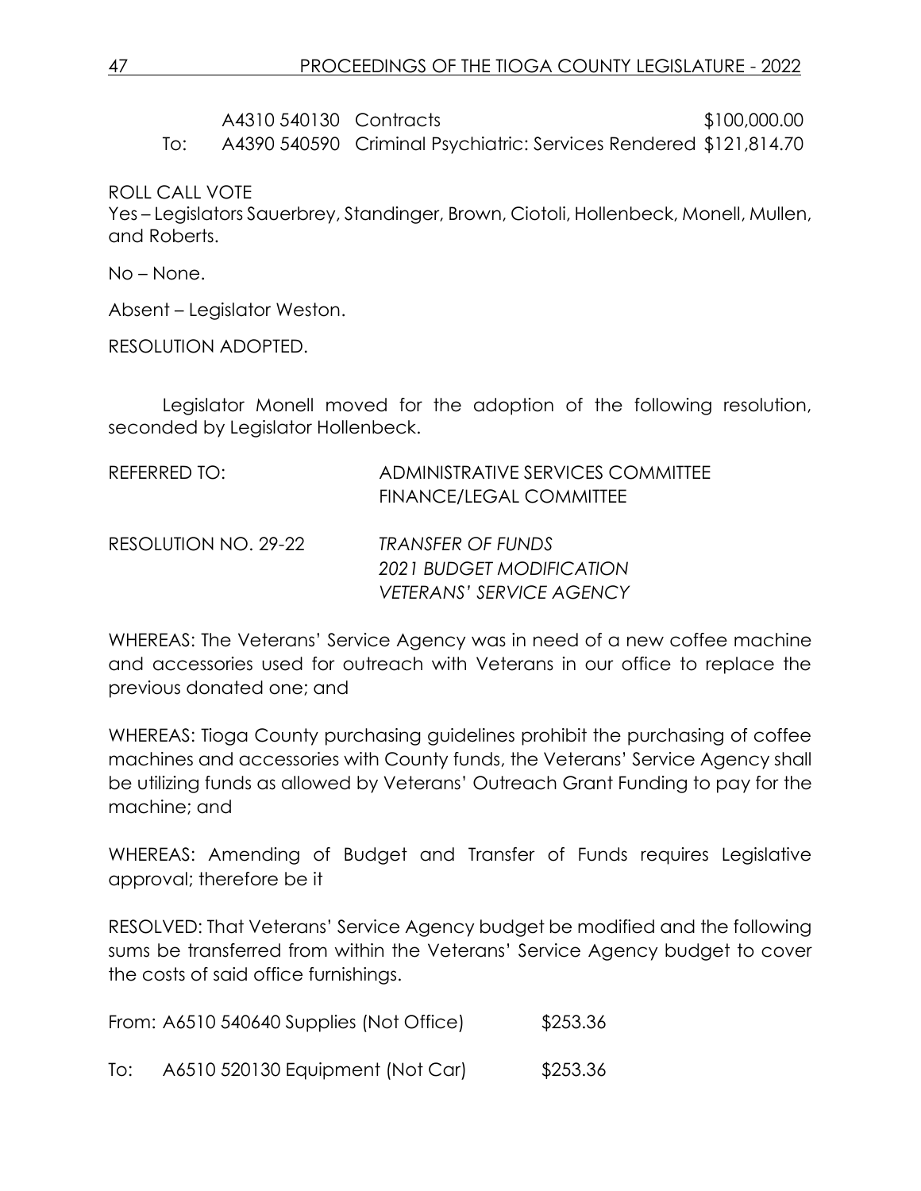| | | | |
|---|---|---|---|
| | A4310 540130 | Contracts | $100,000.00 |
| To: | A4390 540590 | Criminal Psychiatric: Services Rendered | $121,814.70 |

ROLL CALL VOTE

Yes – Legislators Sauerbrey, Standinger, Brown, Ciotoli, Hollenbeck, Monell, Mullen, and Roberts.

No – None.

Absent – Legislator Weston.

RESOLUTION ADOPTED.

Legislator Monell moved for the adoption of the following resolution, seconded by Legislator Hollenbeck.

REFERRED TO: ADMINISTRATIVE SERVICES COMMITTEE
FINANCE/LEGAL COMMITTEE

RESOLUTION NO. 29-22 *TRANSFER OF FUNDS*
*2021 BUDGET MODIFICATION*
*VETERANS' SERVICE AGENCY*

WHEREAS: The Veterans' Service Agency was in need of a new coffee machine and accessories used for outreach with Veterans in our office to replace the previous donated one; and

WHEREAS: Tioga County purchasing guidelines prohibit the purchasing of coffee machines and accessories with County funds, the Veterans' Service Agency shall be utilizing funds as allowed by Veterans' Outreach Grant Funding to pay for the machine; and

WHEREAS: Amending of Budget and Transfer of Funds requires Legislative approval; therefore be it

RESOLVED: That Veterans' Service Agency budget be modified and the following sums be transferred from within the Veterans' Service Agency budget to cover the costs of said office furnishings.

| | | |
|---|---|---|
| From: | A6510 540640 Supplies (Not Office) | $253.36 |
| To: | A6510 520130 Equipment (Not Car) | $253.36 |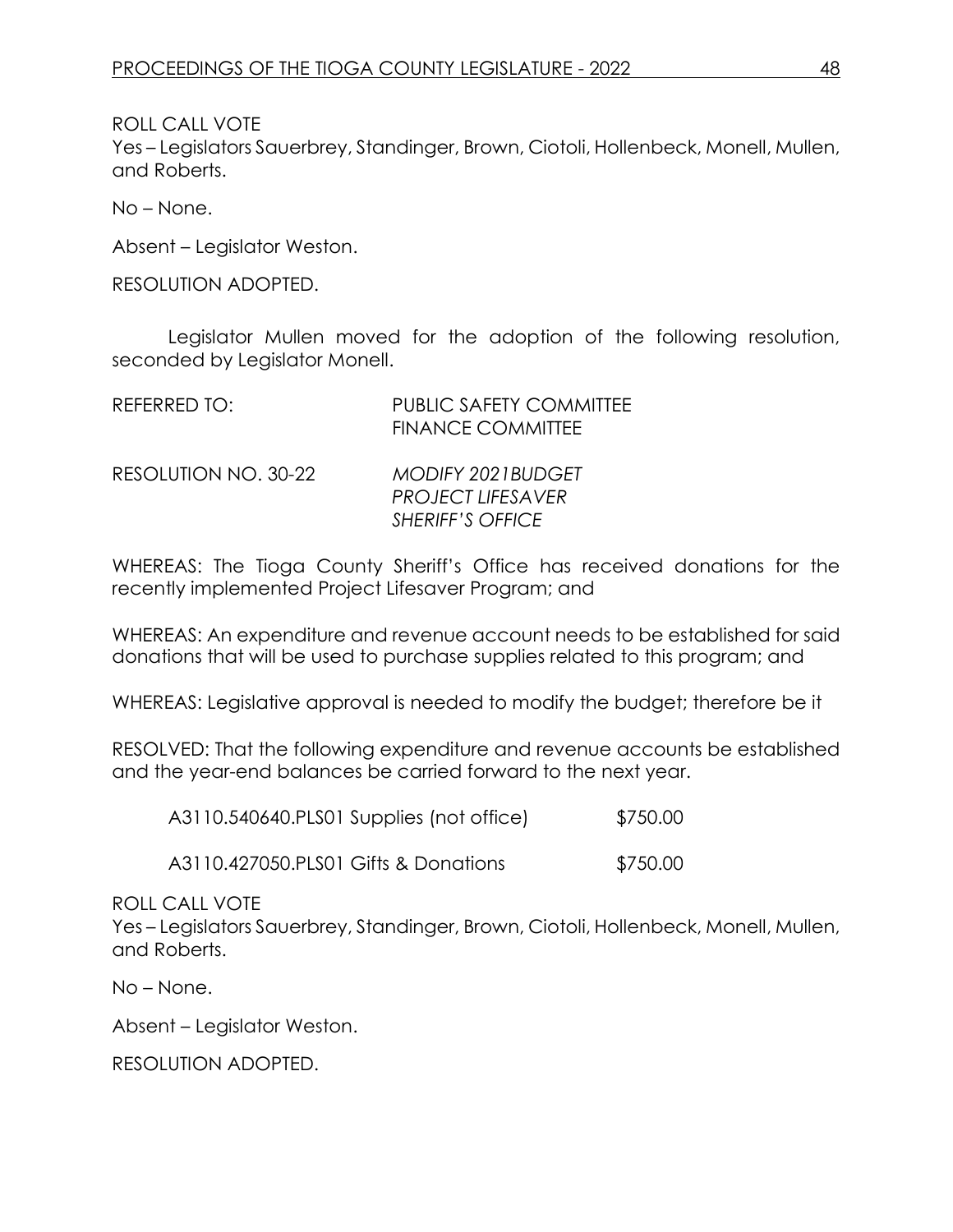ROLL CALL VOTE
Yes – Legislators Sauerbrey, Standinger, Brown, Ciotoli, Hollenbeck, Monell, Mullen, and Roberts.

No – None.

Absent – Legislator Weston.

RESOLUTION ADOPTED.

Legislator Mullen moved for the adoption of the following resolution, seconded by Legislator Monell.

| | |
|---|---|
| REFERRED TO: | PUBLIC SAFETY COMMITTEE<br>FINANCE COMMITTEE |
| RESOLUTION NO. 30-22 | *MODIFY 2021BUDGET*<br>*PROJECT LIFESAVER*<br>*SHERIFF'S OFFICE* |

WHEREAS: The Tioga County Sheriff's Office has received donations for the recently implemented Project Lifesaver Program; and

WHEREAS: An expenditure and revenue account needs to be established for said donations that will be used to purchase supplies related to this program; and

WHEREAS: Legislative approval is needed to modify the budget; therefore be it

RESOLVED: That the following expenditure and revenue accounts be established and the year-end balances be carried forward to the next year.

| | |
|---|---|
| A3110.540640.PLS01 Supplies (not office) | $750.00 |
| A3110.427050.PLS01 Gifts & Donations | $750.00 |

ROLL CALL VOTE
Yes – Legislators Sauerbrey, Standinger, Brown, Ciotoli, Hollenbeck, Monell, Mullen, and Roberts.

No – None.

Absent – Legislator Weston.

RESOLUTION ADOPTED.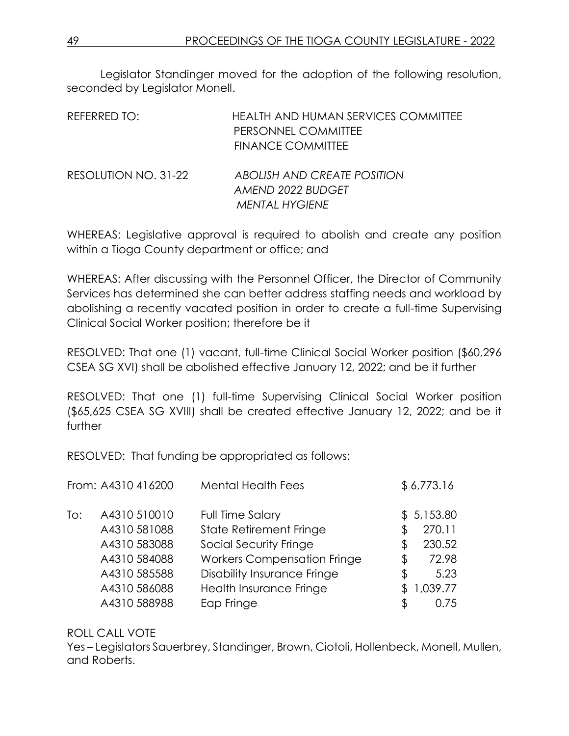Legislator Standinger moved for the adoption of the following resolution, seconded by Legislator Monell.

REFERRED TO: HEALTH AND HUMAN SERVICES COMMITTEE
PERSONNEL COMMITTEE
FINANCE COMMITTEE

RESOLUTION NO. 31-22 *ABOLISH AND CREATE POSITION*
*AMEND 2022 BUDGET*
*MENTAL HYGIENE*

WHEREAS: Legislative approval is required to abolish and create any position within a Tioga County department or office; and

WHEREAS: After discussing with the Personnel Officer, the Director of Community Services has determined she can better address staffing needs and workload by abolishing a recently vacated position in order to create a full-time Supervising Clinical Social Worker position; therefore be it

RESOLVED: That one (1) vacant, full-time Clinical Social Worker position ($60,296 CSEA SG XVI) shall be abolished effective January 12, 2022; and be it further

RESOLVED: That one (1) full-time Supervising Clinical Social Worker position ($65,625 CSEA SG XVIII) shall be created effective January 12, 2022; and be it further

RESOLVED: That funding be appropriated as follows:

| | | | |
|---|---|---|---|
| From: | A4310 416200 | Mental Health Fees | $ 6,773.16 |
| To: | A4310 510010 | Full Time Salary | $ 5,153.80 |
| | A4310 581088 | State Retirement Fringe | $ 270.11 |
| | A4310 583088 | Social Security Fringe | $ 230.52 |
| | A4310 584088 | Workers Compensation Fringe | $ 72.98 |
| | A4310 585588 | Disability Insurance Fringe | $ 5.23 |
| | A4310 586088 | Health Insurance Fringe | $ 1,039.77 |
| | A4310 588988 | Eap Fringe | $ 0.75 |

ROLL CALL VOTE
Yes – Legislators Sauerbrey, Standinger, Brown, Ciotoli, Hollenbeck, Monell, Mullen, and Roberts.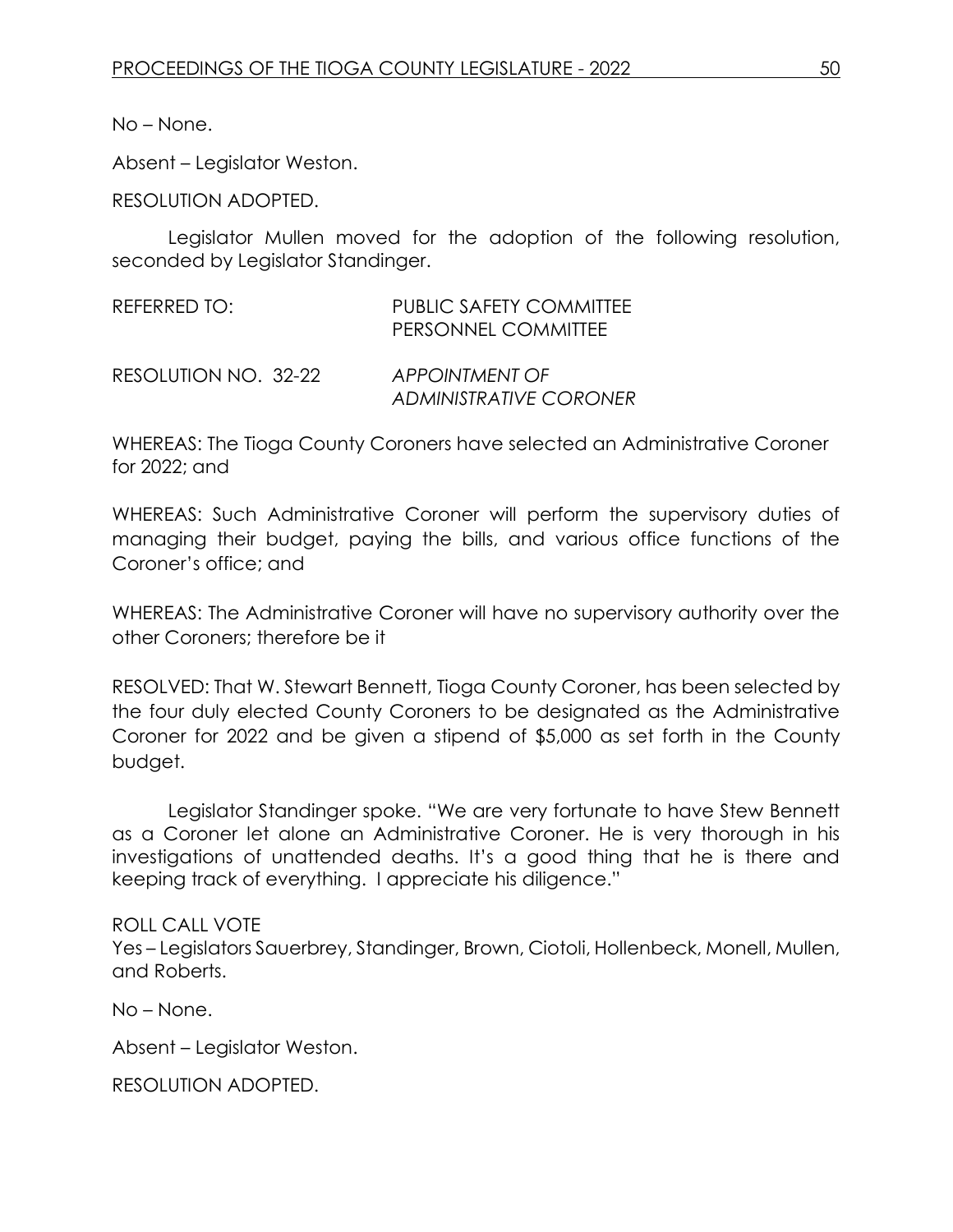No – None.

Absent – Legislator Weston.

RESOLUTION ADOPTED.

Legislator Mullen moved for the adoption of the following resolution, seconded by Legislator Standinger.

REFERRED TO: PUBLIC SAFETY COMMITTEE
PERSONNEL COMMITTEE

RESOLUTION NO. 32-22 *APPOINTMENT OF ADMINISTRATIVE CORONER*

WHEREAS: The Tioga County Coroners have selected an Administrative Coroner for 2022; and

WHEREAS: Such Administrative Coroner will perform the supervisory duties of managing their budget, paying the bills, and various office functions of the Coroner's office; and

WHEREAS: The Administrative Coroner will have no supervisory authority over the other Coroners; therefore be it

RESOLVED: That W. Stewart Bennett, Tioga County Coroner, has been selected by the four duly elected County Coroners to be designated as the Administrative Coroner for 2022 and be given a stipend of $5,000 as set forth in the County budget.

Legislator Standinger spoke. "We are very fortunate to have Stew Bennett as a Coroner let alone an Administrative Coroner. He is very thorough in his investigations of unattended deaths. It's a good thing that he is there and keeping track of everything. I appreciate his diligence."

ROLL CALL VOTE
Yes – Legislators Sauerbrey, Standinger, Brown, Ciotoli, Hollenbeck, Monell, Mullen, and Roberts.

No – None.

Absent – Legislator Weston.

RESOLUTION ADOPTED.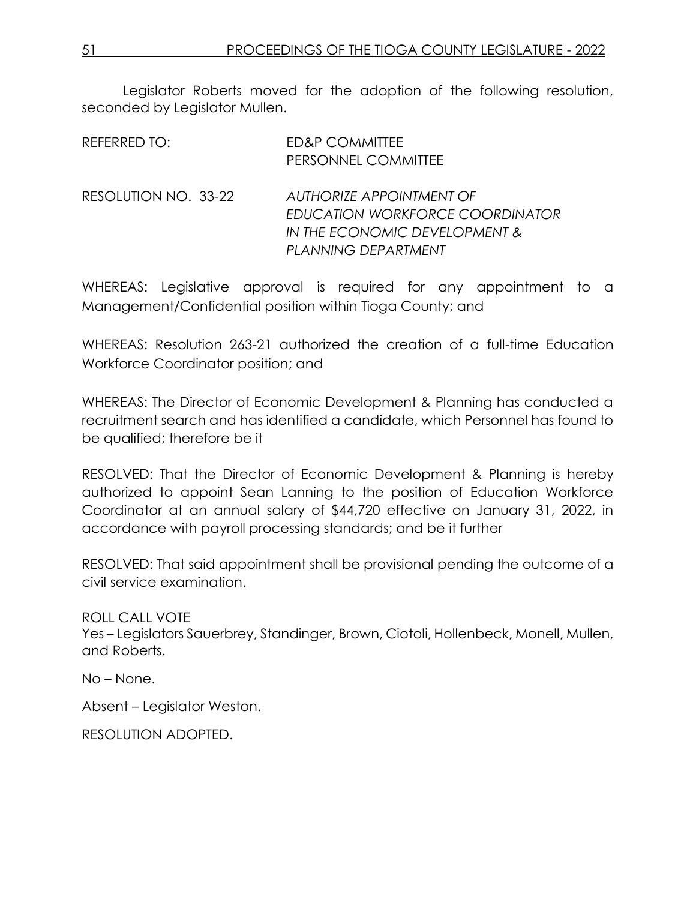Legislator Roberts moved for the adoption of the following resolution, seconded by Legislator Mullen.

REFERRED TO: ED&P COMMITTEE
PERSONNEL COMMITTEE

RESOLUTION NO. 33-22 *AUTHORIZE APPOINTMENT OF EDUCATION WORKFORCE COORDINATOR IN THE ECONOMIC DEVELOPMENT & PLANNING DEPARTMENT*

WHEREAS: Legislative approval is required for any appointment to a Management/Confidential position within Tioga County; and

WHEREAS: Resolution 263-21 authorized the creation of a full-time Education Workforce Coordinator position; and

WHEREAS: The Director of Economic Development & Planning has conducted a recruitment search and has identified a candidate, which Personnel has found to be qualified; therefore be it

RESOLVED: That the Director of Economic Development & Planning is hereby authorized to appoint Sean Lanning to the position of Education Workforce Coordinator at an annual salary of $44,720 effective on January 31, 2022, in accordance with payroll processing standards; and be it further

RESOLVED: That said appointment shall be provisional pending the outcome of a civil service examination.

ROLL CALL VOTE
Yes – Legislators Sauerbrey, Standinger, Brown, Ciotoli, Hollenbeck, Monell, Mullen, and Roberts.

No – None.

Absent – Legislator Weston.

RESOLUTION ADOPTED.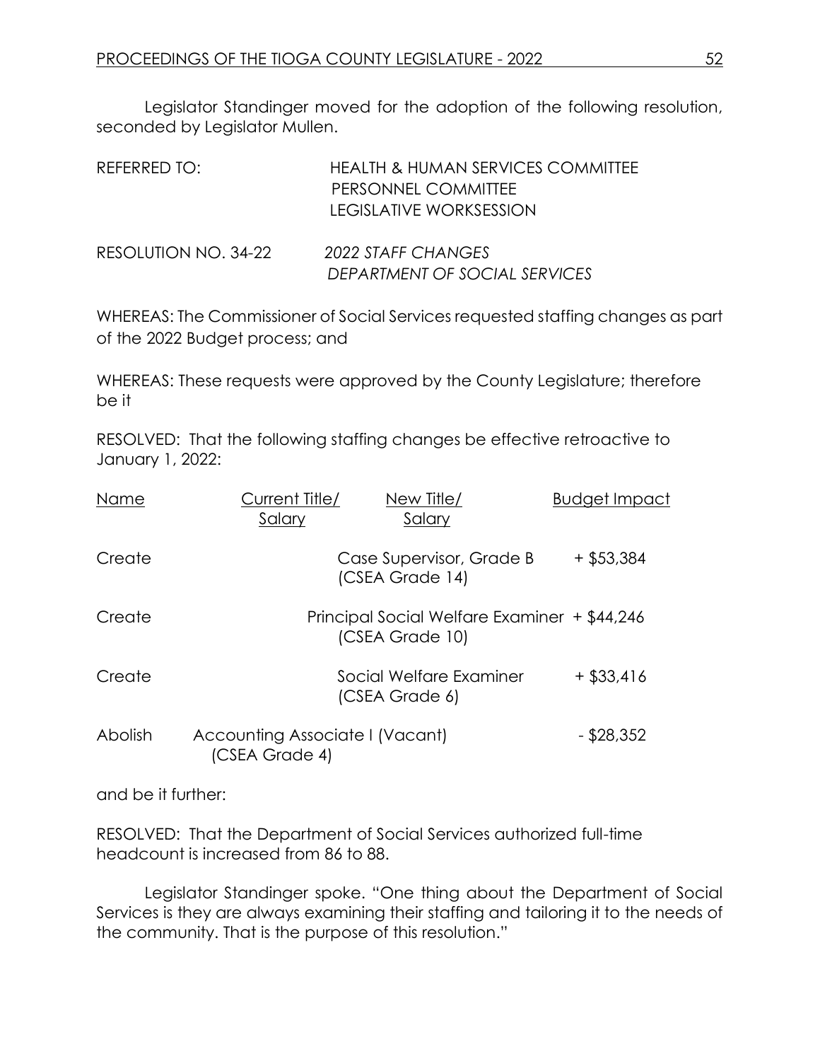Legislator Standinger moved for the adoption of the following resolution, seconded by Legislator Mullen.

REFERRED TO: HEALTH & HUMAN SERVICES COMMITTEE
PERSONNEL COMMITTEE
LEGISLATIVE WORKSESSION

RESOLUTION NO. 34-22 *2022 STAFF CHANGES*
*DEPARTMENT OF SOCIAL SERVICES*

WHEREAS: The Commissioner of Social Services requested staffing changes as part of the 2022 Budget process; and

WHEREAS: These requests were approved by the County Legislature; therefore be it

RESOLVED: That the following staffing changes be effective retroactive to January 1, 2022:

| Name | Current Title/ Salary | New Title/ Salary | Budget Impact |
|---|---|---|---|
| Create | | Case Supervisor, Grade B (CSEA Grade 14) | + $53,384 |
| Create | | Principal Social Welfare Examiner (CSEA Grade 10) | + $44,246 |
| Create | | Social Welfare Examiner (CSEA Grade 6) | + $33,416 |
| Abolish | Accounting Associate I (Vacant) (CSEA Grade 4) | | - $28,352 |

and be it further:

RESOLVED: That the Department of Social Services authorized full-time headcount is increased from 86 to 88.

Legislator Standinger spoke. "One thing about the Department of Social Services is they are always examining their staffing and tailoring it to the needs of the community. That is the purpose of this resolution."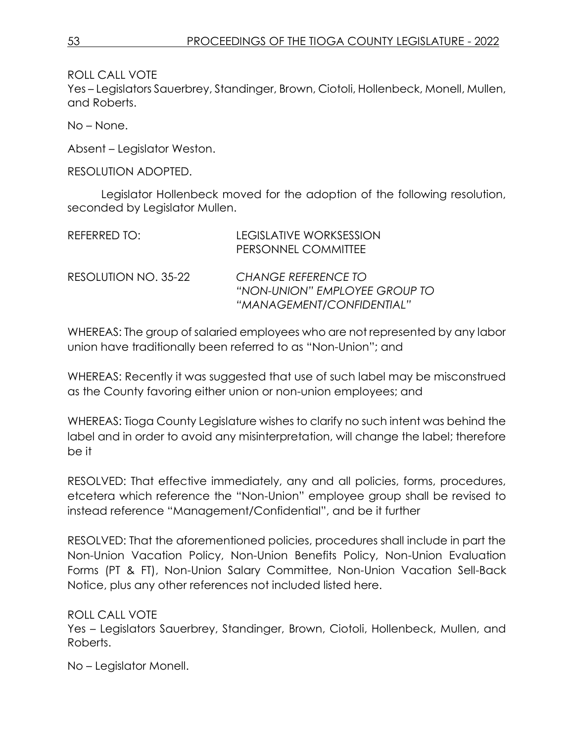ROLL CALL VOTE
Yes – Legislators Sauerbrey, Standinger, Brown, Ciotoli, Hollenbeck, Monell, Mullen, and Roberts.

No – None.

Absent – Legislator Weston.

RESOLUTION ADOPTED.

Legislator Hollenbeck moved for the adoption of the following resolution, seconded by Legislator Mullen.

REFERRED TO: LEGISLATIVE WORKSESSION
PERSONNEL COMMITTEE

RESOLUTION NO. 35-22 *CHANGE REFERENCE TO "NON-UNION" EMPLOYEE GROUP TO "MANAGEMENT/CONFIDENTIAL"*

WHEREAS: The group of salaried employees who are not represented by any labor union have traditionally been referred to as "Non-Union"; and

WHEREAS: Recently it was suggested that use of such label may be misconstrued as the County favoring either union or non-union employees; and

WHEREAS: Tioga County Legislature wishes to clarify no such intent was behind the label and in order to avoid any misinterpretation, will change the label; therefore be it

RESOLVED: That effective immediately, any and all policies, forms, procedures, etcetera which reference the "Non-Union" employee group shall be revised to instead reference "Management/Confidential", and be it further

RESOLVED: That the aforementioned policies, procedures shall include in part the Non-Union Vacation Policy, Non-Union Benefits Policy, Non-Union Evaluation Forms (PT & FT), Non-Union Salary Committee, Non-Union Vacation Sell-Back Notice, plus any other references not included listed here.

ROLL CALL VOTE
Yes – Legislators Sauerbrey, Standinger, Brown, Ciotoli, Hollenbeck, Mullen, and Roberts.

No – Legislator Monell.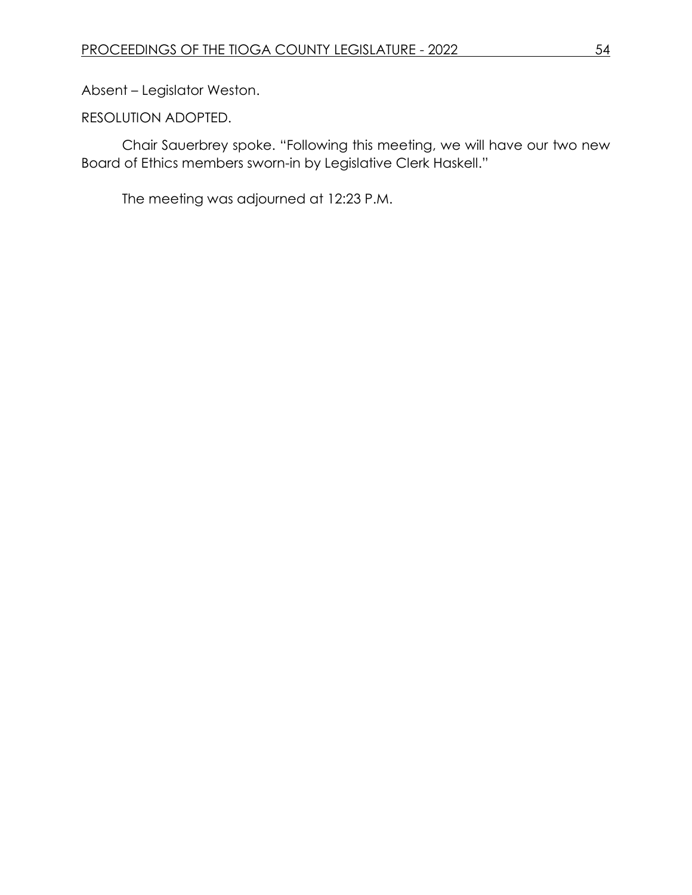Absent – Legislator Weston.

RESOLUTION ADOPTED.

Chair Sauerbrey spoke. "Following this meeting, we will have our two new Board of Ethics members sworn-in by Legislative Clerk Haskell."

The meeting was adjourned at 12:23 P.M.